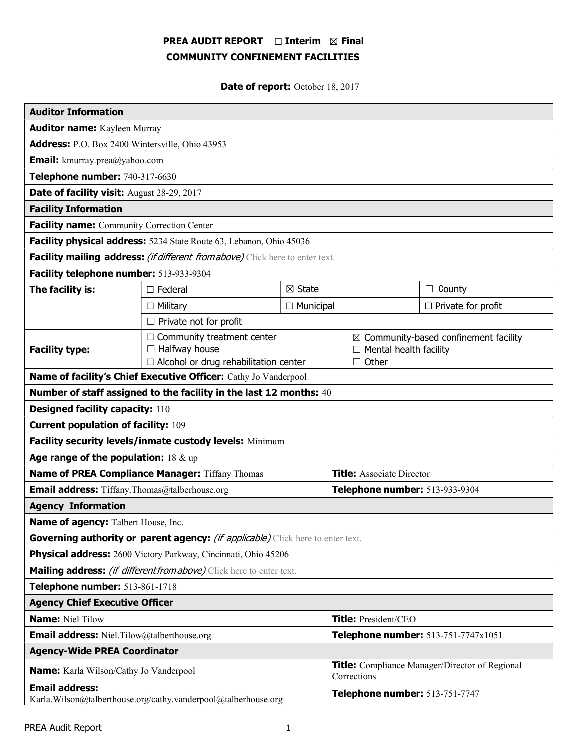# PREA AUDIT REPORT ☐ Interim ☒ Final
## COMMUNITY CONFINEMENT FACILITIES

**Date of report:** October 18, 2017

| **Auditor Information** | | | |
|---|---|---|---|
| **Auditor name:** Kayleen Murray | | | |
| **Address:** P.O. Box 2400 Wintersville, Ohio 43953 | | | |
| **Email:** kmurray.prea@yahoo.com | | | |
| **Telephone number:** 740-317-6630 | | | |
| **Date of facility visit:** August 28-29, 2017 | | | |
| **Facility Information** | | | |
| **Facility name:** Community Correction Center | | | |
| **Facility physical address:** 5234 State Route 63, Lebanon, Ohio 45036 | | | |
| **Facility mailing address:** *(if different from above)* Click here to enter text. | | | |
| **Facility telephone number:** 513-933-9304 | | | |
| **The facility is:** | ☐ Federal | ☒ State | ☐ County |
| | ☐ Military | ☐ Municipal | ☐ Private for profit |
| | ☐ Private not for profit | | |
| **Facility type:** | ☐ Community treatment center<br>☐ Halfway house<br>☐ Alcohol or drug rehabilitation center | ☒ Community-based confinement facility<br>☐ Mental health facility<br>☐ Other | |
| **Name of facility's Chief Executive Officer:** Cathy Jo Vanderpool | | | |
| **Number of staff assigned to the facility in the last 12 months:** 40 | | | |
| **Designed facility capacity:** 110 | | | |
| **Current population of facility:** 109 | | | |
| **Facility security levels/inmate custody levels:** Minimum | | | |
| **Age range of the population:** 18 & up | | | |
| **Name of PREA Compliance Manager:** Tiffany Thomas | | **Title:** Associate Director | |
| **Email address:** Tiffany.Thomas@talberhouse.org | | **Telephone number:** 513-933-9304 | |
| **Agency Information** | | | |
| **Name of agency:** Talbert House, Inc. | | | |
| **Governing authority or parent agency:** *(if applicable)* Click here to enter text. | | | |
| **Physical address:** 2600 Victory Parkway, Cincinnati, Ohio 45206 | | | |
| **Mailing address:** *(if different from above)* Click here to enter text. | | | |
| **Telephone number:** 513-861-1718 | | | |
| **Agency Chief Executive Officer** | | | |
| **Name:** Niel Tilow | | **Title:** President/CEO | |
| **Email address:** Niel.Tilow@talberthouse.org | | **Telephone number:** 513-751-7747x1051 | |
| **Agency-Wide PREA Coordinator** | | | |
| **Name:** Karla Wilson/Cathy Jo Vanderpool | | **Title:** Compliance Manager/Director of Regional Corrections | |
| **Email address:** Karla.Wilson@talberthouse.org/cathy.vanderpool@talberhouse.org | | **Telephone number:** 513-751-7747 | |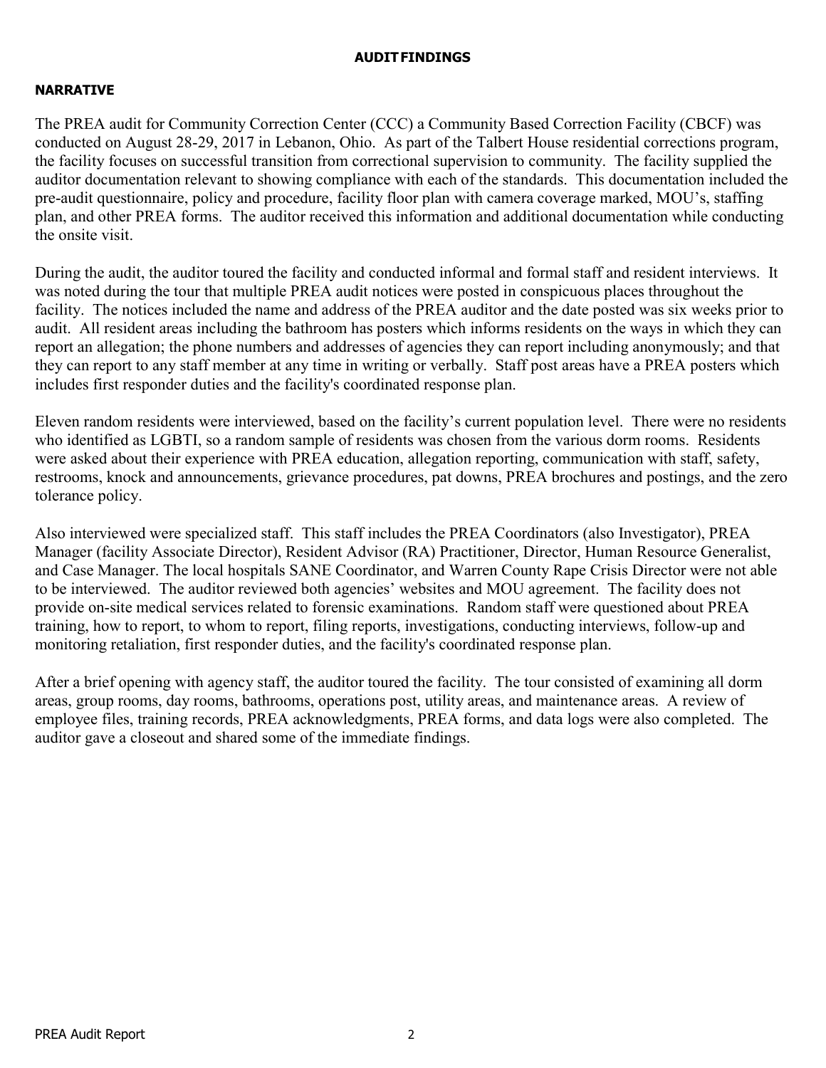# AUDIT FINDINGS

## NARRATIVE

The PREA audit for Community Correction Center (CCC) a Community Based Correction Facility (CBCF) was conducted on August 28-29, 2017 in Lebanon, Ohio. As part of the Talbert House residential corrections program, the facility focuses on successful transition from correctional supervision to community. The facility supplied the auditor documentation relevant to showing compliance with each of the standards. This documentation included the pre-audit questionnaire, policy and procedure, facility floor plan with camera coverage marked, MOU's, staffing plan, and other PREA forms. The auditor received this information and additional documentation while conducting the onsite visit.

During the audit, the auditor toured the facility and conducted informal and formal staff and resident interviews. It was noted during the tour that multiple PREA audit notices were posted in conspicuous places throughout the facility. The notices included the name and address of the PREA auditor and the date posted was six weeks prior to audit. All resident areas including the bathroom has posters which informs residents on the ways in which they can report an allegation; the phone numbers and addresses of agencies they can report including anonymously; and that they can report to any staff member at any time in writing or verbally. Staff post areas have a PREA posters which includes first responder duties and the facility's coordinated response plan.

Eleven random residents were interviewed, based on the facility's current population level. There were no residents who identified as LGBTI, so a random sample of residents was chosen from the various dorm rooms. Residents were asked about their experience with PREA education, allegation reporting, communication with staff, safety, restrooms, knock and announcements, grievance procedures, pat downs, PREA brochures and postings, and the zero tolerance policy.

Also interviewed were specialized staff. This staff includes the PREA Coordinators (also Investigator), PREA Manager (facility Associate Director), Resident Advisor (RA) Practitioner, Director, Human Resource Generalist, and Case Manager. The local hospitals SANE Coordinator, and Warren County Rape Crisis Director were not able to be interviewed. The auditor reviewed both agencies' websites and MOU agreement. The facility does not provide on-site medical services related to forensic examinations. Random staff were questioned about PREA training, how to report, to whom to report, filing reports, investigations, conducting interviews, follow-up and monitoring retaliation, first responder duties, and the facility's coordinated response plan.

After a brief opening with agency staff, the auditor toured the facility. The tour consisted of examining all dorm areas, group rooms, day rooms, bathrooms, operations post, utility areas, and maintenance areas. A review of employee files, training records, PREA acknowledgments, PREA forms, and data logs were also completed. The auditor gave a closeout and shared some of the immediate findings.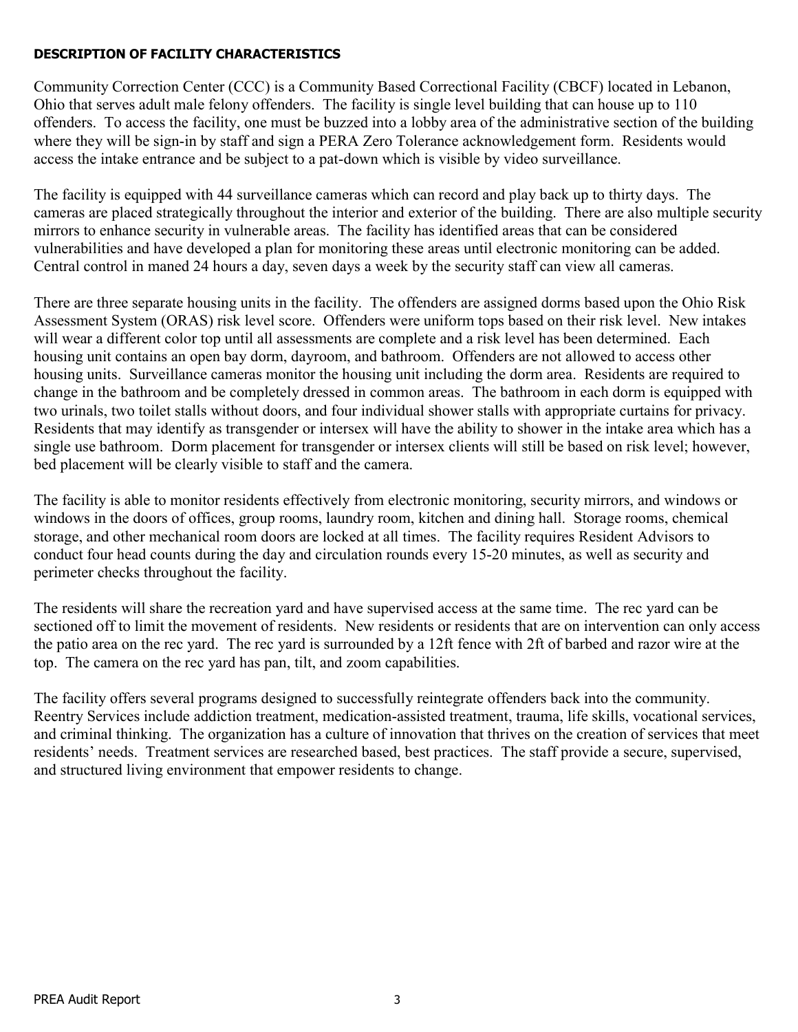**DESCRIPTION OF FACILITY CHARACTERISTICS**

Community Correction Center (CCC) is a Community Based Correctional Facility (CBCF) located in Lebanon, Ohio that serves adult male felony offenders. The facility is single level building that can house up to 110 offenders. To access the facility, one must be buzzed into a lobby area of the administrative section of the building where they will be sign-in by staff and sign a PERA Zero Tolerance acknowledgement form. Residents would access the intake entrance and be subject to a pat-down which is visible by video surveillance.

The facility is equipped with 44 surveillance cameras which can record and play back up to thirty days. The cameras are placed strategically throughout the interior and exterior of the building. There are also multiple security mirrors to enhance security in vulnerable areas. The facility has identified areas that can be considered vulnerabilities and have developed a plan for monitoring these areas until electronic monitoring can be added. Central control in maned 24 hours a day, seven days a week by the security staff can view all cameras.

There are three separate housing units in the facility. The offenders are assigned dorms based upon the Ohio Risk Assessment System (ORAS) risk level score. Offenders were uniform tops based on their risk level. New intakes will wear a different color top until all assessments are complete and a risk level has been determined. Each housing unit contains an open bay dorm, dayroom, and bathroom. Offenders are not allowed to access other housing units. Surveillance cameras monitor the housing unit including the dorm area. Residents are required to change in the bathroom and be completely dressed in common areas. The bathroom in each dorm is equipped with two urinals, two toilet stalls without doors, and four individual shower stalls with appropriate curtains for privacy. Residents that may identify as transgender or intersex will have the ability to shower in the intake area which has a single use bathroom. Dorm placement for transgender or intersex clients will still be based on risk level; however, bed placement will be clearly visible to staff and the camera.

The facility is able to monitor residents effectively from electronic monitoring, security mirrors, and windows or windows in the doors of offices, group rooms, laundry room, kitchen and dining hall. Storage rooms, chemical storage, and other mechanical room doors are locked at all times. The facility requires Resident Advisors to conduct four head counts during the day and circulation rounds every 15-20 minutes, as well as security and perimeter checks throughout the facility.

The residents will share the recreation yard and have supervised access at the same time. The rec yard can be sectioned off to limit the movement of residents. New residents or residents that are on intervention can only access the patio area on the rec yard. The rec yard is surrounded by a 12ft fence with 2ft of barbed and razor wire at the top. The camera on the rec yard has pan, tilt, and zoom capabilities.

The facility offers several programs designed to successfully reintegrate offenders back into the community. Reentry Services include addiction treatment, medication-assisted treatment, trauma, life skills, vocational services, and criminal thinking. The organization has a culture of innovation that thrives on the creation of services that meet residents' needs. Treatment services are researched based, best practices. The staff provide a secure, supervised, and structured living environment that empower residents to change.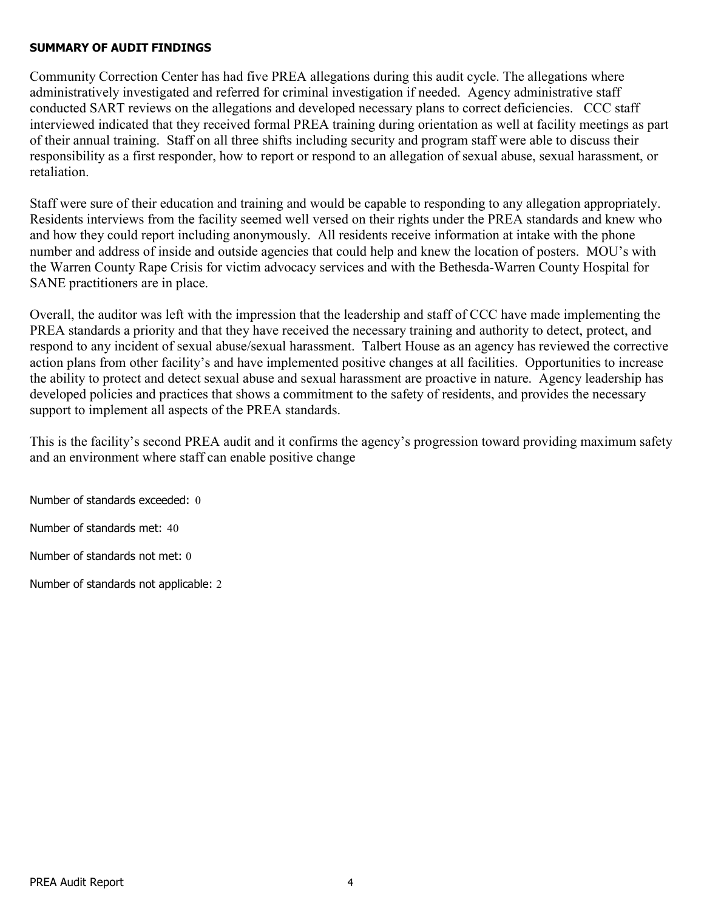**SUMMARY OF AUDIT FINDINGS**

Community Correction Center has had five PREA allegations during this audit cycle. The allegations where administratively investigated and referred for criminal investigation if needed. Agency administrative staff conducted SART reviews on the allegations and developed necessary plans to correct deficiencies. CCC staff interviewed indicated that they received formal PREA training during orientation as well at facility meetings as part of their annual training. Staff on all three shifts including security and program staff were able to discuss their responsibility as a first responder, how to report or respond to an allegation of sexual abuse, sexual harassment, or retaliation.

Staff were sure of their education and training and would be capable to responding to any allegation appropriately. Residents interviews from the facility seemed well versed on their rights under the PREA standards and knew who and how they could report including anonymously. All residents receive information at intake with the phone number and address of inside and outside agencies that could help and knew the location of posters. MOU's with the Warren County Rape Crisis for victim advocacy services and with the Bethesda-Warren County Hospital for SANE practitioners are in place.

Overall, the auditor was left with the impression that the leadership and staff of CCC have made implementing the PREA standards a priority and that they have received the necessary training and authority to detect, protect, and respond to any incident of sexual abuse/sexual harassment. Talbert House as an agency has reviewed the corrective action plans from other facility's and have implemented positive changes at all facilities. Opportunities to increase the ability to protect and detect sexual abuse and sexual harassment are proactive in nature. Agency leadership has developed policies and practices that shows a commitment to the safety of residents, and provides the necessary support to implement all aspects of the PREA standards.

This is the facility's second PREA audit and it confirms the agency's progression toward providing maximum safety and an environment where staff can enable positive change

Number of standards exceeded: 0

Number of standards met: 40

Number of standards not met: 0

Number of standards not applicable: 2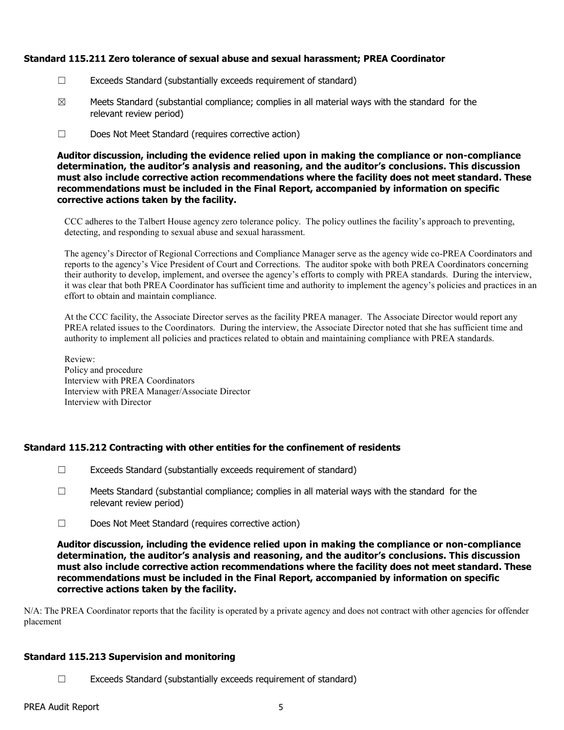### Standard 115.211 Zero tolerance of sexual abuse and sexual harassment; PREA Coordinator

☐ Exceeds Standard (substantially exceeds requirement of standard)

☒ Meets Standard (substantial compliance; complies in all material ways with the standard for the relevant review period)

☐ Does Not Meet Standard (requires corrective action)

**Auditor discussion, including the evidence relied upon in making the compliance or non-compliance determination, the auditor's analysis and reasoning, and the auditor's conclusions. This discussion must also include corrective action recommendations where the facility does not meet standard. These recommendations must be included in the Final Report, accompanied by information on specific corrective actions taken by the facility.**

CCC adheres to the Talbert House agency zero tolerance policy. The policy outlines the facility's approach to preventing, detecting, and responding to sexual abuse and sexual harassment.

The agency's Director of Regional Corrections and Compliance Manager serve as the agency wide co-PREA Coordinators and reports to the agency's Vice President of Court and Corrections. The auditor spoke with both PREA Coordinators concerning their authority to develop, implement, and oversee the agency's efforts to comply with PREA standards. During the interview, it was clear that both PREA Coordinator has sufficient time and authority to implement the agency's policies and practices in an effort to obtain and maintain compliance.

At the CCC facility, the Associate Director serves as the facility PREA manager. The Associate Director would report any PREA related issues to the Coordinators. During the interview, the Associate Director noted that she has sufficient time and authority to implement all policies and practices related to obtain and maintaining compliance with PREA standards.

Review:
Policy and procedure
Interview with PREA Coordinators
Interview with PREA Manager/Associate Director
Interview with Director

### Standard 115.212 Contracting with other entities for the confinement of residents

☐ Exceeds Standard (substantially exceeds requirement of standard)

☐ Meets Standard (substantial compliance; complies in all material ways with the standard for the relevant review period)

☐ Does Not Meet Standard (requires corrective action)

**Auditor discussion, including the evidence relied upon in making the compliance or non-compliance determination, the auditor's analysis and reasoning, and the auditor's conclusions. This discussion must also include corrective action recommendations where the facility does not meet standard. These recommendations must be included in the Final Report, accompanied by information on specific corrective actions taken by the facility.**

N/A: The PREA Coordinator reports that the facility is operated by a private agency and does not contract with other agencies for offender placement

### Standard 115.213 Supervision and monitoring

☐ Exceeds Standard (substantially exceeds requirement of standard)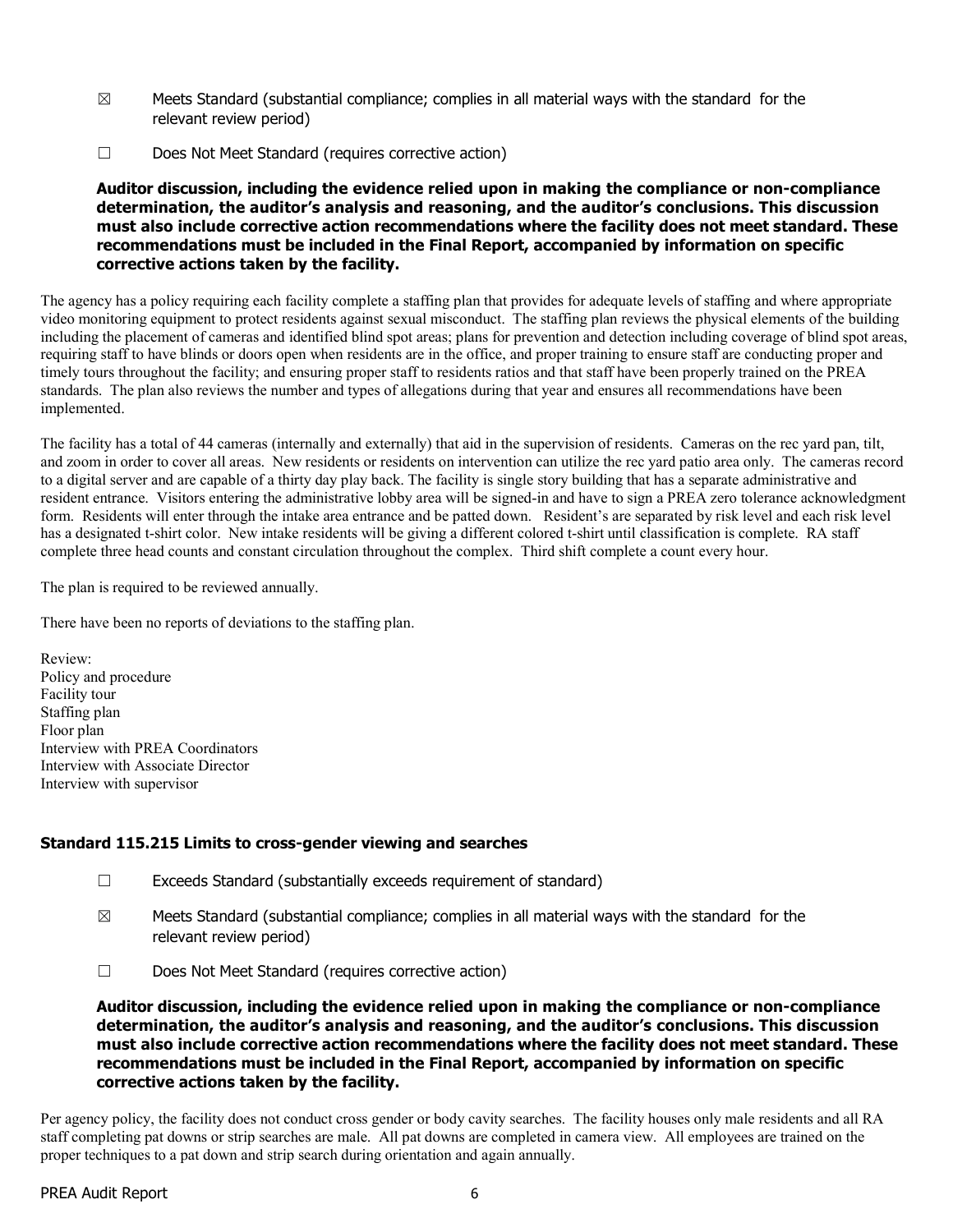☒ Meets Standard (substantial compliance; complies in all material ways with the standard for the relevant review period)

☐ Does Not Meet Standard (requires corrective action)

**Auditor discussion, including the evidence relied upon in making the compliance or non-compliance determination, the auditor's analysis and reasoning, and the auditor's conclusions. This discussion must also include corrective action recommendations where the facility does not meet standard. These recommendations must be included in the Final Report, accompanied by information on specific corrective actions taken by the facility.**

The agency has a policy requiring each facility complete a staffing plan that provides for adequate levels of staffing and where appropriate video monitoring equipment to protect residents against sexual misconduct. The staffing plan reviews the physical elements of the building including the placement of cameras and identified blind spot areas; plans for prevention and detection including coverage of blind spot areas, requiring staff to have blinds or doors open when residents are in the office, and proper training to ensure staff are conducting proper and timely tours throughout the facility; and ensuring proper staff to residents ratios and that staff have been properly trained on the PREA standards. The plan also reviews the number and types of allegations during that year and ensures all recommendations have been implemented.

The facility has a total of 44 cameras (internally and externally) that aid in the supervision of residents. Cameras on the rec yard pan, tilt, and zoom in order to cover all areas. New residents or residents on intervention can utilize the rec yard patio area only. The cameras record to a digital server and are capable of a thirty day play back. The facility is single story building that has a separate administrative and resident entrance. Visitors entering the administrative lobby area will be signed-in and have to sign a PREA zero tolerance acknowledgment form. Residents will enter through the intake area entrance and be patted down. Resident's are separated by risk level and each risk level has a designated t-shirt color. New intake residents will be giving a different colored t-shirt until classification is complete. RA staff complete three head counts and constant circulation throughout the complex. Third shift complete a count every hour.

The plan is required to be reviewed annually.

There have been no reports of deviations to the staffing plan.

Review:
Policy and procedure
Facility tour
Staffing plan
Floor plan
Interview with PREA Coordinators
Interview with Associate Director
Interview with supervisor

### Standard 115.215 Limits to cross-gender viewing and searches

☐ Exceeds Standard (substantially exceeds requirement of standard)

☒ Meets Standard (substantial compliance; complies in all material ways with the standard for the relevant review period)

☐ Does Not Meet Standard (requires corrective action)

**Auditor discussion, including the evidence relied upon in making the compliance or non-compliance determination, the auditor's analysis and reasoning, and the auditor's conclusions. This discussion must also include corrective action recommendations where the facility does not meet standard. These recommendations must be included in the Final Report, accompanied by information on specific corrective actions taken by the facility.**

Per agency policy, the facility does not conduct cross gender or body cavity searches. The facility houses only male residents and all RA staff completing pat downs or strip searches are male. All pat downs are completed in camera view. All employees are trained on the proper techniques to a pat down and strip search during orientation and again annually.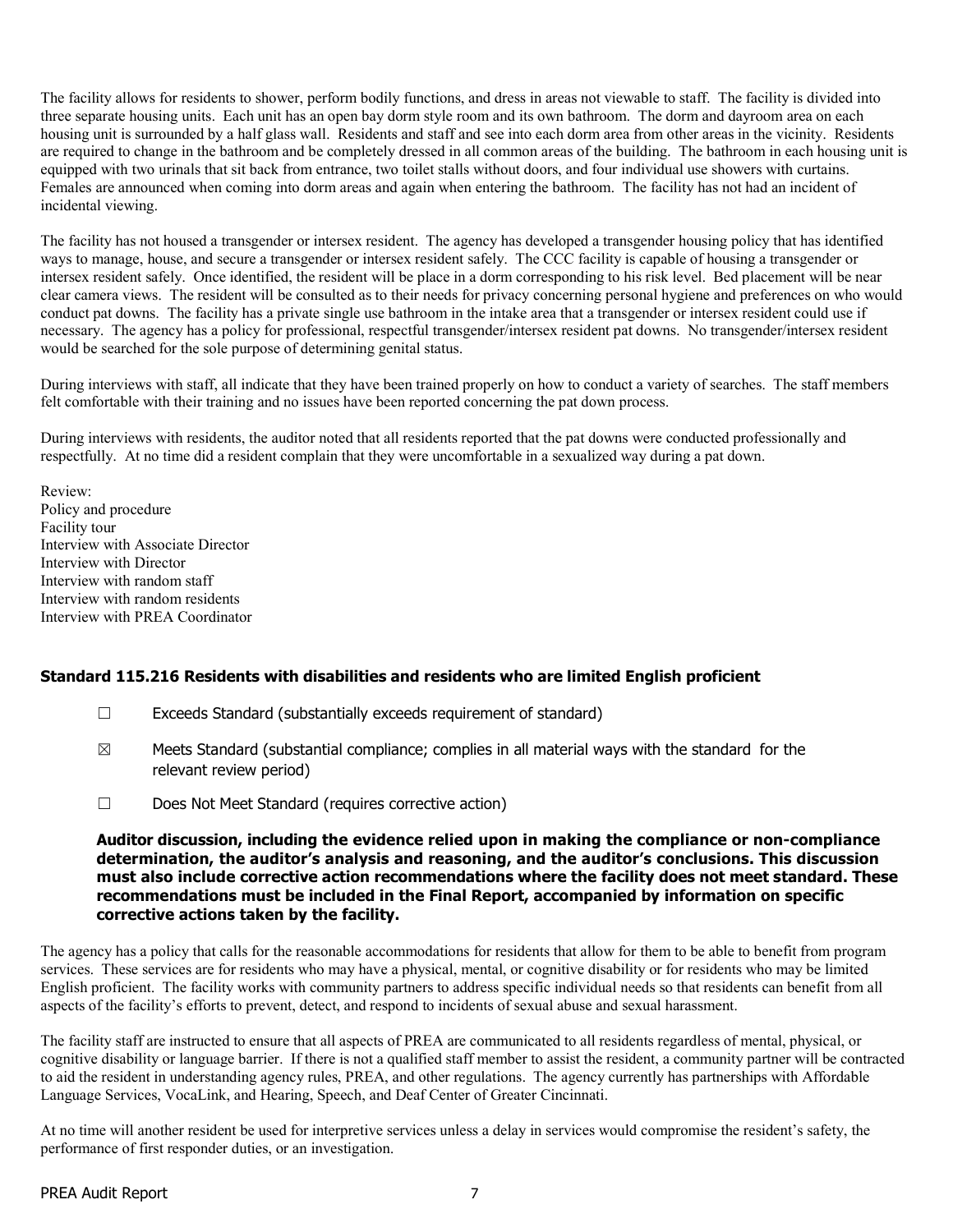The facility allows for residents to shower, perform bodily functions, and dress in areas not viewable to staff. The facility is divided into three separate housing units. Each unit has an open bay dorm style room and its own bathroom. The dorm and dayroom area on each housing unit is surrounded by a half glass wall. Residents and staff and see into each dorm area from other areas in the vicinity. Residents are required to change in the bathroom and be completely dressed in all common areas of the building. The bathroom in each housing unit is equipped with two urinals that sit back from entrance, two toilet stalls without doors, and four individual use showers with curtains. Females are announced when coming into dorm areas and again when entering the bathroom. The facility has not had an incident of incidental viewing.

The facility has not housed a transgender or intersex resident. The agency has developed a transgender housing policy that has identified ways to manage, house, and secure a transgender or intersex resident safely. The CCC facility is capable of housing a transgender or intersex resident safely. Once identified, the resident will be place in a dorm corresponding to his risk level. Bed placement will be near clear camera views. The resident will be consulted as to their needs for privacy concerning personal hygiene and preferences on who would conduct pat downs. The facility has a private single use bathroom in the intake area that a transgender or intersex resident could use if necessary. The agency has a policy for professional, respectful transgender/intersex resident pat downs. No transgender/intersex resident would be searched for the sole purpose of determining genital status.

During interviews with staff, all indicate that they have been trained properly on how to conduct a variety of searches. The staff members felt comfortable with their training and no issues have been reported concerning the pat down process.

During interviews with residents, the auditor noted that all residents reported that the pat downs were conducted professionally and respectfully. At no time did a resident complain that they were uncomfortable in a sexualized way during a pat down.

Review:
Policy and procedure
Facility tour
Interview with Associate Director
Interview with Director
Interview with random staff
Interview with random residents
Interview with PREA Coordinator

### Standard 115.216 Residents with disabilities and residents who are limited English proficient

☐ Exceeds Standard (substantially exceeds requirement of standard)

☒ Meets Standard (substantial compliance; complies in all material ways with the standard for the relevant review period)

☐ Does Not Meet Standard (requires corrective action)

**Auditor discussion, including the evidence relied upon in making the compliance or non-compliance determination, the auditor's analysis and reasoning, and the auditor's conclusions. This discussion must also include corrective action recommendations where the facility does not meet standard. These recommendations must be included in the Final Report, accompanied by information on specific corrective actions taken by the facility.**

The agency has a policy that calls for the reasonable accommodations for residents that allow for them to be able to benefit from program services. These services are for residents who may have a physical, mental, or cognitive disability or for residents who may be limited English proficient. The facility works with community partners to address specific individual needs so that residents can benefit from all aspects of the facility's efforts to prevent, detect, and respond to incidents of sexual abuse and sexual harassment.

The facility staff are instructed to ensure that all aspects of PREA are communicated to all residents regardless of mental, physical, or cognitive disability or language barrier. If there is not a qualified staff member to assist the resident, a community partner will be contracted to aid the resident in understanding agency rules, PREA, and other regulations. The agency currently has partnerships with Affordable Language Services, VocaLink, and Hearing, Speech, and Deaf Center of Greater Cincinnati.

At no time will another resident be used for interpretive services unless a delay in services would compromise the resident's safety, the performance of first responder duties, or an investigation.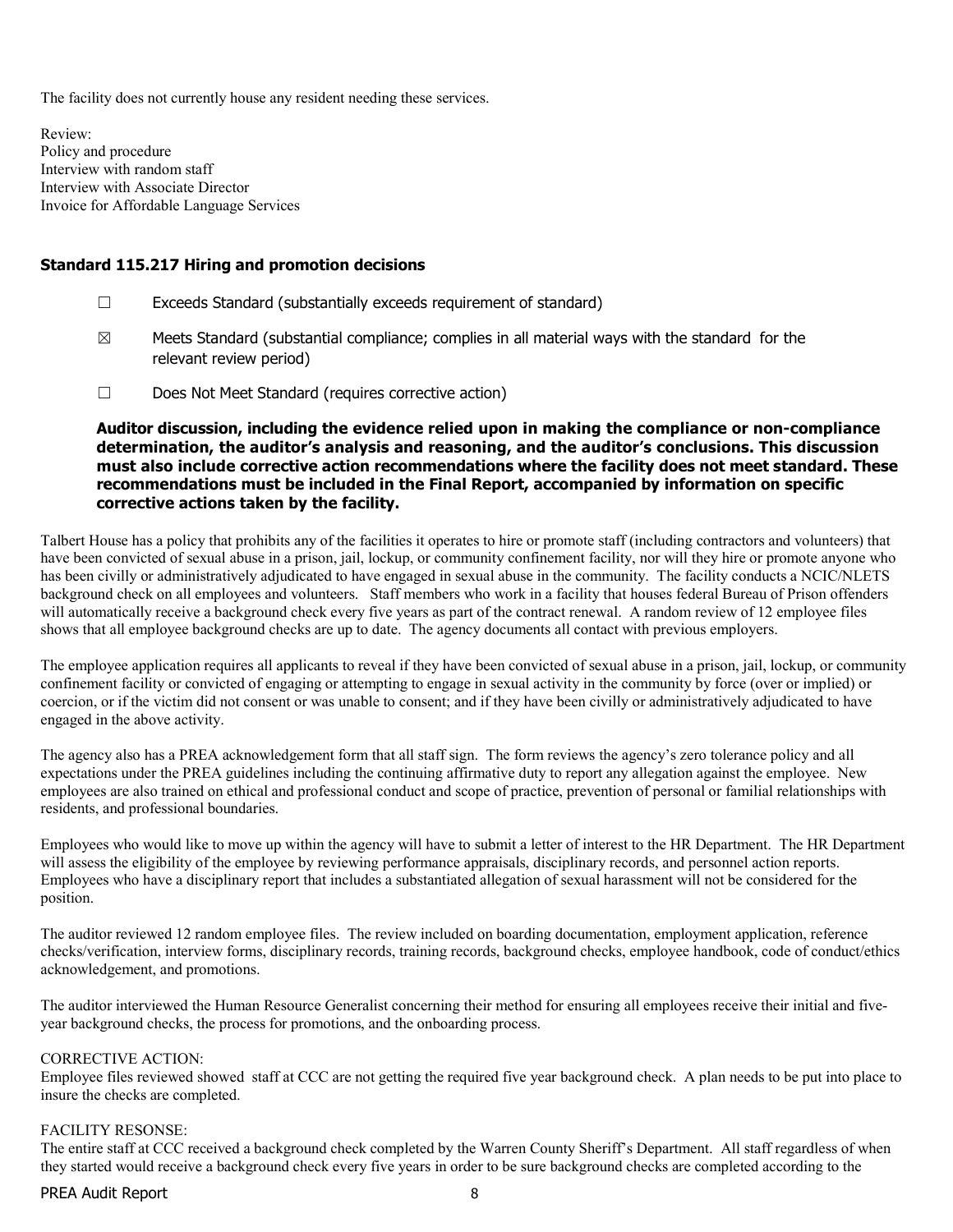The facility does not currently house any resident needing these services.

Review:
Policy and procedure
Interview with random staff
Interview with Associate Director
Invoice for Affordable Language Services

### Standard 115.217 Hiring and promotion decisions

☐ Exceeds Standard (substantially exceeds requirement of standard)

☒ Meets Standard (substantial compliance; complies in all material ways with the standard for the relevant review period)

☐ Does Not Meet Standard (requires corrective action)

**Auditor discussion, including the evidence relied upon in making the compliance or non-compliance determination, the auditor's analysis and reasoning, and the auditor's conclusions. This discussion must also include corrective action recommendations where the facility does not meet standard. These recommendations must be included in the Final Report, accompanied by information on specific corrective actions taken by the facility.**

Talbert House has a policy that prohibits any of the facilities it operates to hire or promote staff (including contractors and volunteers) that have been convicted of sexual abuse in a prison, jail, lockup, or community confinement facility, nor will they hire or promote anyone who has been civilly or administratively adjudicated to have engaged in sexual abuse in the community. The facility conducts a NCIC/NLETS background check on all employees and volunteers. Staff members who work in a facility that houses federal Bureau of Prison offenders will automatically receive a background check every five years as part of the contract renewal. A random review of 12 employee files shows that all employee background checks are up to date. The agency documents all contact with previous employers.

The employee application requires all applicants to reveal if they have been convicted of sexual abuse in a prison, jail, lockup, or community confinement facility or convicted of engaging or attempting to engage in sexual activity in the community by force (over or implied) or coercion, or if the victim did not consent or was unable to consent; and if they have been civilly or administratively adjudicated to have engaged in the above activity.

The agency also has a PREA acknowledgement form that all staff sign. The form reviews the agency's zero tolerance policy and all expectations under the PREA guidelines including the continuing affirmative duty to report any allegation against the employee. New employees are also trained on ethical and professional conduct and scope of practice, prevention of personal or familial relationships with residents, and professional boundaries.

Employees who would like to move up within the agency will have to submit a letter of interest to the HR Department. The HR Department will assess the eligibility of the employee by reviewing performance appraisals, disciplinary records, and personnel action reports. Employees who have a disciplinary report that includes a substantiated allegation of sexual harassment will not be considered for the position.

The auditor reviewed 12 random employee files. The review included on boarding documentation, employment application, reference checks/verification, interview forms, disciplinary records, training records, background checks, employee handbook, code of conduct/ethics acknowledgement, and promotions.

The auditor interviewed the Human Resource Generalist concerning their method for ensuring all employees receive their initial and five-year background checks, the process for promotions, and the onboarding process.

CORRECTIVE ACTION:
Employee files reviewed showed staff at CCC are not getting the required five year background check. A plan needs to be put into place to insure the checks are completed.

FACILITY RESONSE:
The entire staff at CCC received a background check completed by the Warren County Sheriff's Department. All staff regardless of when they started would receive a background check every five years in order to be sure background checks are completed according to the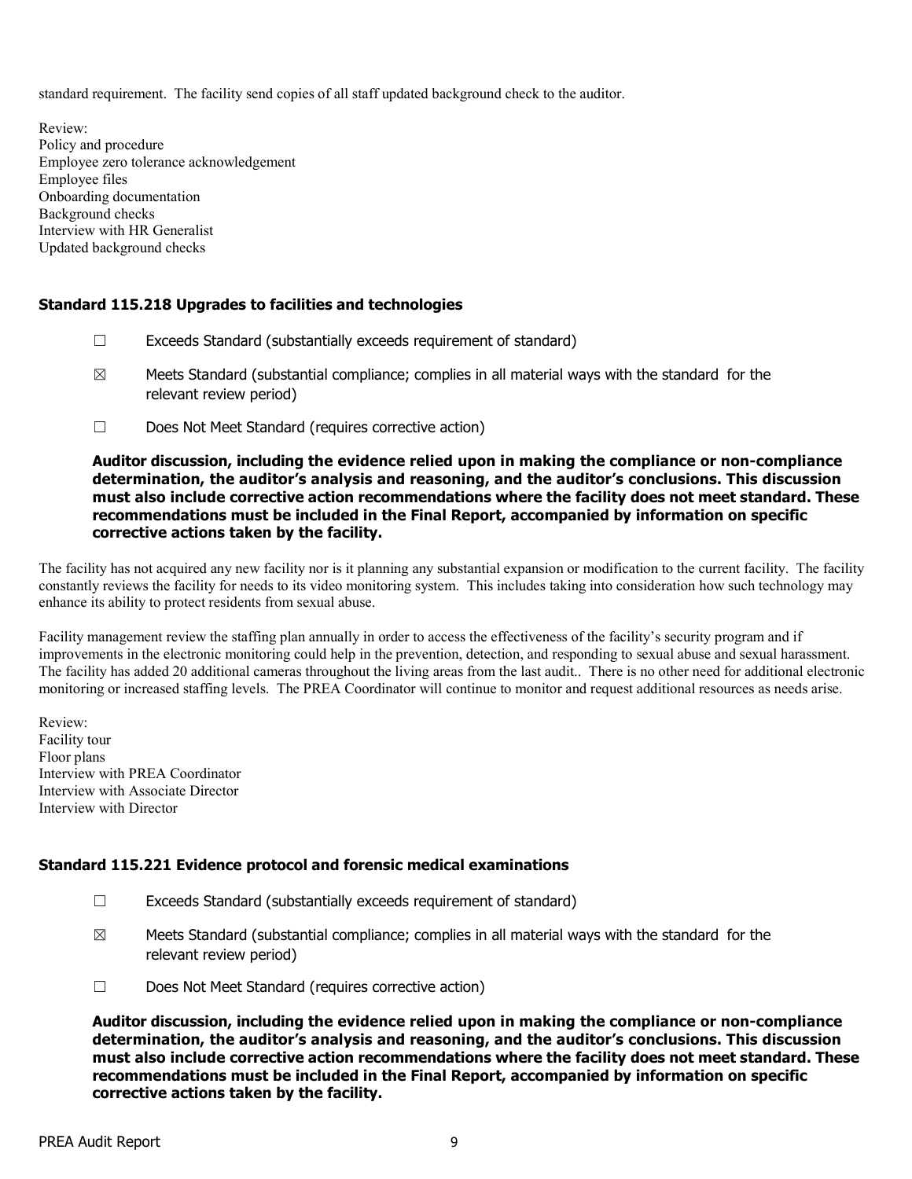standard requirement. The facility send copies of all staff updated background check to the auditor.

Review:
Policy and procedure
Employee zero tolerance acknowledgement
Employee files
Onboarding documentation
Background checks
Interview with HR Generalist
Updated background checks

### Standard 115.218 Upgrades to facilities and technologies

☐ Exceeds Standard (substantially exceeds requirement of standard)

☒ Meets Standard (substantial compliance; complies in all material ways with the standard for the relevant review period)

☐ Does Not Meet Standard (requires corrective action)

**Auditor discussion, including the evidence relied upon in making the compliance or non-compliance determination, the auditor's analysis and reasoning, and the auditor's conclusions. This discussion must also include corrective action recommendations where the facility does not meet standard. These recommendations must be included in the Final Report, accompanied by information on specific corrective actions taken by the facility.**

The facility has not acquired any new facility nor is it planning any substantial expansion or modification to the current facility. The facility constantly reviews the facility for needs to its video monitoring system. This includes taking into consideration how such technology may enhance its ability to protect residents from sexual abuse.

Facility management review the staffing plan annually in order to access the effectiveness of the facility's security program and if improvements in the electronic monitoring could help in the prevention, detection, and responding to sexual abuse and sexual harassment. The facility has added 20 additional cameras throughout the living areas from the last audit.. There is no other need for additional electronic monitoring or increased staffing levels. The PREA Coordinator will continue to monitor and request additional resources as needs arise.

Review:
Facility tour
Floor plans
Interview with PREA Coordinator
Interview with Associate Director
Interview with Director

### Standard 115.221 Evidence protocol and forensic medical examinations

☐ Exceeds Standard (substantially exceeds requirement of standard)

☒ Meets Standard (substantial compliance; complies in all material ways with the standard for the relevant review period)

☐ Does Not Meet Standard (requires corrective action)

**Auditor discussion, including the evidence relied upon in making the compliance or non-compliance determination, the auditor's analysis and reasoning, and the auditor's conclusions. This discussion must also include corrective action recommendations where the facility does not meet standard. These recommendations must be included in the Final Report, accompanied by information on specific corrective actions taken by the facility.**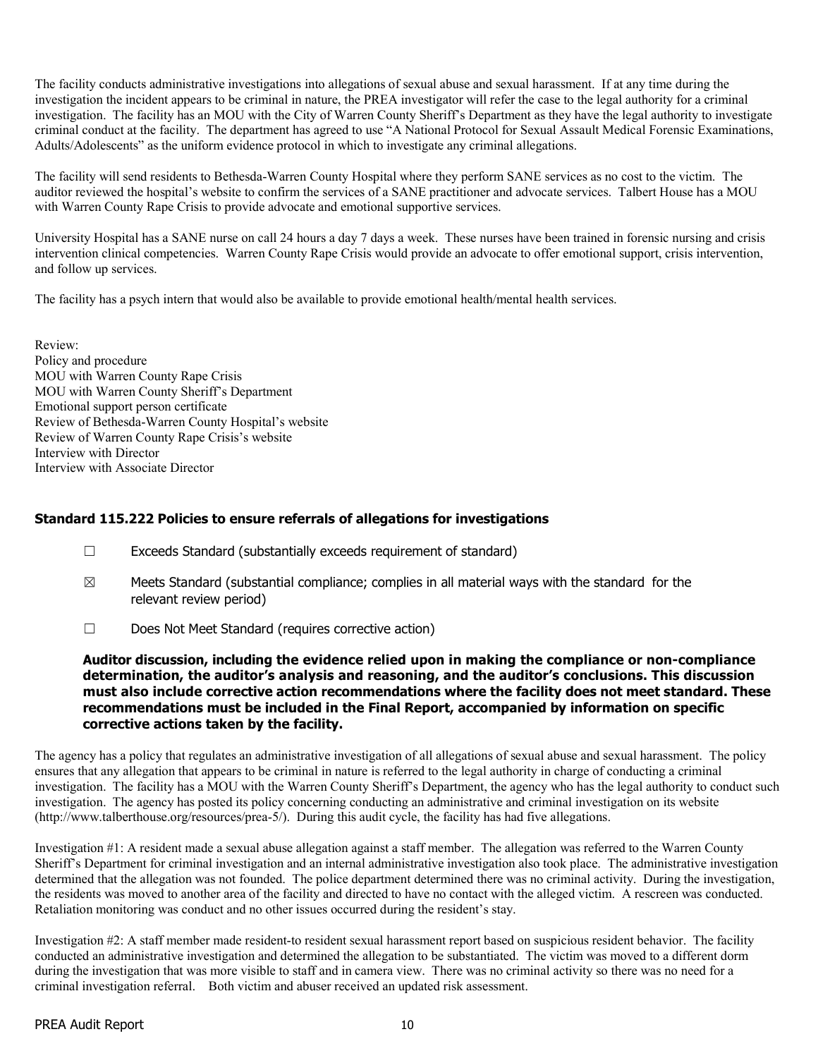The facility conducts administrative investigations into allegations of sexual abuse and sexual harassment. If at any time during the investigation the incident appears to be criminal in nature, the PREA investigator will refer the case to the legal authority for a criminal investigation. The facility has an MOU with the City of Warren County Sheriff's Department as they have the legal authority to investigate criminal conduct at the facility. The department has agreed to use "A National Protocol for Sexual Assault Medical Forensic Examinations, Adults/Adolescents" as the uniform evidence protocol in which to investigate any criminal allegations.

The facility will send residents to Bethesda-Warren County Hospital where they perform SANE services as no cost to the victim. The auditor reviewed the hospital's website to confirm the services of a SANE practitioner and advocate services. Talbert House has a MOU with Warren County Rape Crisis to provide advocate and emotional supportive services.

University Hospital has a SANE nurse on call 24 hours a day 7 days a week. These nurses have been trained in forensic nursing and crisis intervention clinical competencies. Warren County Rape Crisis would provide an advocate to offer emotional support, crisis intervention, and follow up services.

The facility has a psych intern that would also be available to provide emotional health/mental health services.

Review:
Policy and procedure
MOU with Warren County Rape Crisis
MOU with Warren County Sheriff's Department
Emotional support person certificate
Review of Bethesda-Warren County Hospital's website
Review of Warren County Rape Crisis's website
Interview with Director
Interview with Associate Director

### Standard 115.222 Policies to ensure referrals of allegations for investigations

☐ Exceeds Standard (substantially exceeds requirement of standard)

☒ Meets Standard (substantial compliance; complies in all material ways with the standard for the relevant review period)

☐ Does Not Meet Standard (requires corrective action)

**Auditor discussion, including the evidence relied upon in making the compliance or non-compliance determination, the auditor's analysis and reasoning, and the auditor's conclusions. This discussion must also include corrective action recommendations where the facility does not meet standard. These recommendations must be included in the Final Report, accompanied by information on specific corrective actions taken by the facility.**

The agency has a policy that regulates an administrative investigation of all allegations of sexual abuse and sexual harassment. The policy ensures that any allegation that appears to be criminal in nature is referred to the legal authority in charge of conducting a criminal investigation. The facility has a MOU with the Warren County Sheriff's Department, the agency who has the legal authority to conduct such investigation. The agency has posted its policy concerning conducting an administrative and criminal investigation on its website (http://www.talberthouse.org/resources/prea-5/). During this audit cycle, the facility has had five allegations.

Investigation #1: A resident made a sexual abuse allegation against a staff member. The allegation was referred to the Warren County Sheriff's Department for criminal investigation and an internal administrative investigation also took place. The administrative investigation determined that the allegation was not founded. The police department determined there was no criminal activity. During the investigation, the residents was moved to another area of the facility and directed to have no contact with the alleged victim. A rescreen was conducted. Retaliation monitoring was conduct and no other issues occurred during the resident's stay.

Investigation #2: A staff member made resident-to resident sexual harassment report based on suspicious resident behavior. The facility conducted an administrative investigation and determined the allegation to be substantiated. The victim was moved to a different dorm during the investigation that was more visible to staff and in camera view. There was no criminal activity so there was no need for a criminal investigation referral. Both victim and abuser received an updated risk assessment.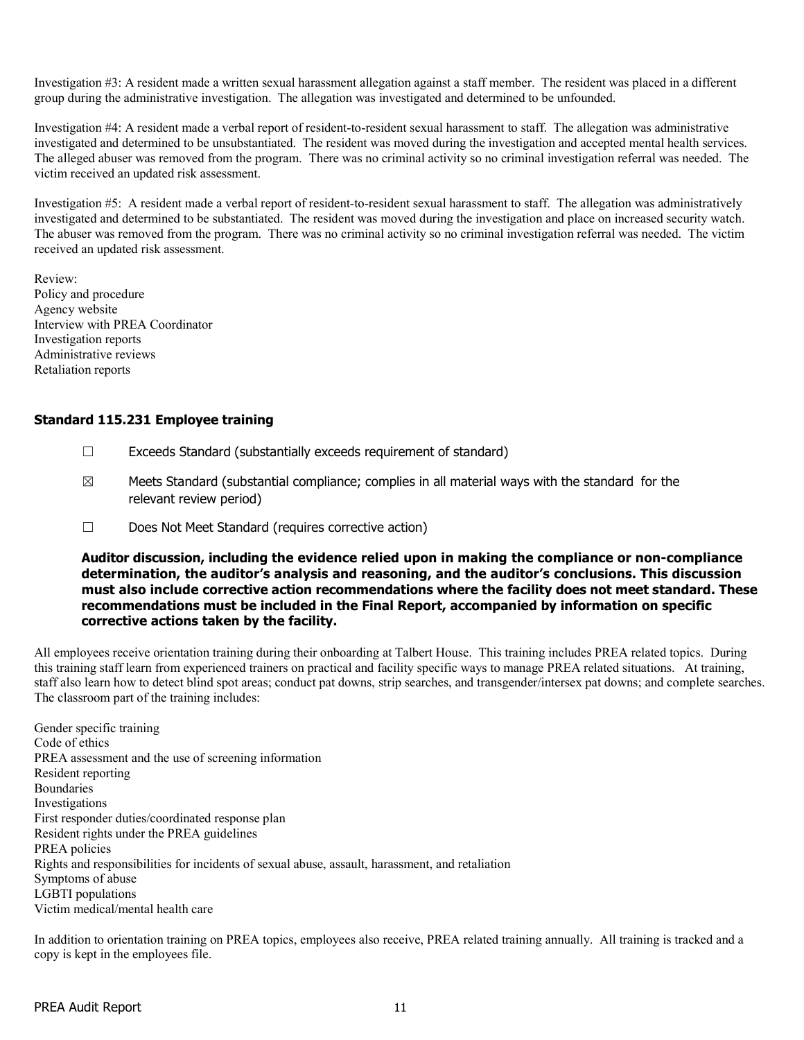Investigation #3: A resident made a written sexual harassment allegation against a staff member. The resident was placed in a different group during the administrative investigation. The allegation was investigated and determined to be unfounded.

Investigation #4: A resident made a verbal report of resident-to-resident sexual harassment to staff. The allegation was administrative investigated and determined to be unsubstantiated. The resident was moved during the investigation and accepted mental health services. The alleged abuser was removed from the program. There was no criminal activity so no criminal investigation referral was needed. The victim received an updated risk assessment.

Investigation #5: A resident made a verbal report of resident-to-resident sexual harassment to staff. The allegation was administratively investigated and determined to be substantiated. The resident was moved during the investigation and place on increased security watch. The abuser was removed from the program. There was no criminal activity so no criminal investigation referral was needed. The victim received an updated risk assessment.

Review:
Policy and procedure
Agency website
Interview with PREA Coordinator
Investigation reports
Administrative reviews
Retaliation reports

### Standard 115.231 Employee training

☐ Exceeds Standard (substantially exceeds requirement of standard)

☒ Meets Standard (substantial compliance; complies in all material ways with the standard for the relevant review period)

☐ Does Not Meet Standard (requires corrective action)

**Auditor discussion, including the evidence relied upon in making the compliance or non-compliance determination, the auditor's analysis and reasoning, and the auditor's conclusions. This discussion must also include corrective action recommendations where the facility does not meet standard. These recommendations must be included in the Final Report, accompanied by information on specific corrective actions taken by the facility.**

All employees receive orientation training during their onboarding at Talbert House. This training includes PREA related topics. During this training staff learn from experienced trainers on practical and facility specific ways to manage PREA related situations. At training, staff also learn how to detect blind spot areas; conduct pat downs, strip searches, and transgender/intersex pat downs; and complete searches. The classroom part of the training includes:

Gender specific training
Code of ethics
PREA assessment and the use of screening information
Resident reporting
Boundaries
Investigations
First responder duties/coordinated response plan
Resident rights under the PREA guidelines
PREA policies
Rights and responsibilities for incidents of sexual abuse, assault, harassment, and retaliation
Symptoms of abuse
LGBTI populations
Victim medical/mental health care

In addition to orientation training on PREA topics, employees also receive, PREA related training annually. All training is tracked and a copy is kept in the employees file.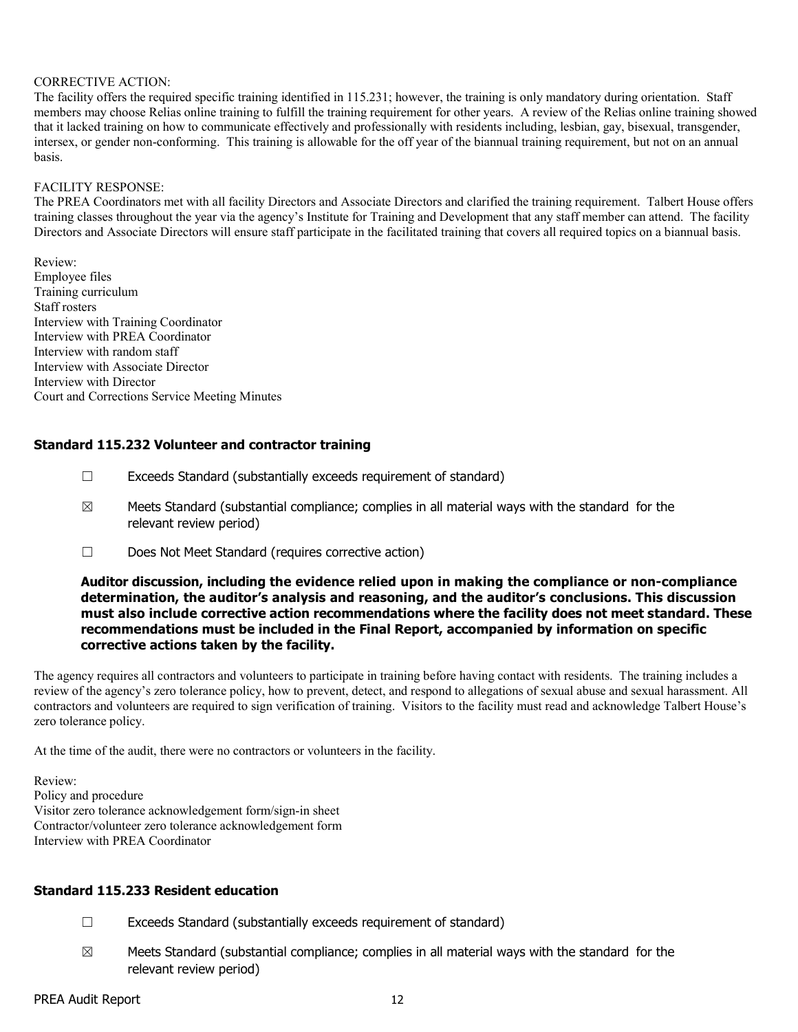CORRECTIVE ACTION:
The facility offers the required specific training identified in 115.231; however, the training is only mandatory during orientation. Staff members may choose Relias online training to fulfill the training requirement for other years. A review of the Relias online training showed that it lacked training on how to communicate effectively and professionally with residents including, lesbian, gay, bisexual, transgender, intersex, or gender non-conforming. This training is allowable for the off year of the biannual training requirement, but not on an annual basis.

FACILITY RESPONSE:
The PREA Coordinators met with all facility Directors and Associate Directors and clarified the training requirement. Talbert House offers training classes throughout the year via the agency's Institute for Training and Development that any staff member can attend. The facility Directors and Associate Directors will ensure staff participate in the facilitated training that covers all required topics on a biannual basis.

Review:
Employee files
Training curriculum
Staff rosters
Interview with Training Coordinator
Interview with PREA Coordinator
Interview with random staff
Interview with Associate Director
Interview with Director
Court and Corrections Service Meeting Minutes

### Standard 115.232 Volunteer and contractor training

☐ Exceeds Standard (substantially exceeds requirement of standard)

☒ Meets Standard (substantial compliance; complies in all material ways with the standard for the relevant review period)

☐ Does Not Meet Standard (requires corrective action)

**Auditor discussion, including the evidence relied upon in making the compliance or non-compliance determination, the auditor's analysis and reasoning, and the auditor's conclusions. This discussion must also include corrective action recommendations where the facility does not meet standard. These recommendations must be included in the Final Report, accompanied by information on specific corrective actions taken by the facility.**

The agency requires all contractors and volunteers to participate in training before having contact with residents. The training includes a review of the agency's zero tolerance policy, how to prevent, detect, and respond to allegations of sexual abuse and sexual harassment. All contractors and volunteers are required to sign verification of training. Visitors to the facility must read and acknowledge Talbert House's zero tolerance policy.

At the time of the audit, there were no contractors or volunteers in the facility.

Review:
Policy and procedure
Visitor zero tolerance acknowledgement form/sign-in sheet
Contractor/volunteer zero tolerance acknowledgement form
Interview with PREA Coordinator

### Standard 115.233 Resident education

☐ Exceeds Standard (substantially exceeds requirement of standard)

☒ Meets Standard (substantial compliance; complies in all material ways with the standard for the relevant review period)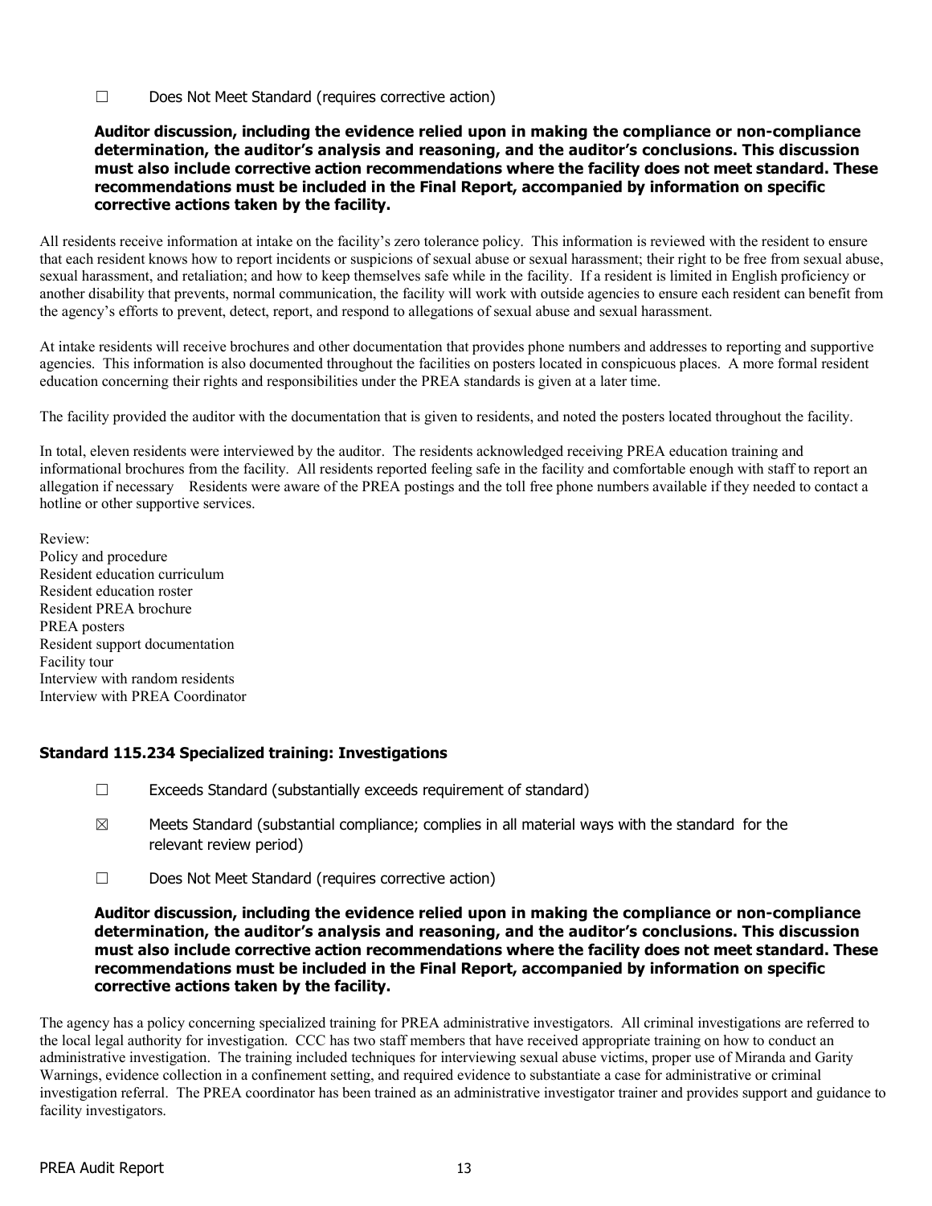☐ Does Not Meet Standard (requires corrective action)

**Auditor discussion, including the evidence relied upon in making the compliance or non-compliance determination, the auditor's analysis and reasoning, and the auditor's conclusions. This discussion must also include corrective action recommendations where the facility does not meet standard. These recommendations must be included in the Final Report, accompanied by information on specific corrective actions taken by the facility.**

All residents receive information at intake on the facility's zero tolerance policy. This information is reviewed with the resident to ensure that each resident knows how to report incidents or suspicions of sexual abuse or sexual harassment; their right to be free from sexual abuse, sexual harassment, and retaliation; and how to keep themselves safe while in the facility. If a resident is limited in English proficiency or another disability that prevents, normal communication, the facility will work with outside agencies to ensure each resident can benefit from the agency's efforts to prevent, detect, report, and respond to allegations of sexual abuse and sexual harassment.

At intake residents will receive brochures and other documentation that provides phone numbers and addresses to reporting and supportive agencies. This information is also documented throughout the facilities on posters located in conspicuous places. A more formal resident education concerning their rights and responsibilities under the PREA standards is given at a later time.

The facility provided the auditor with the documentation that is given to residents, and noted the posters located throughout the facility.

In total, eleven residents were interviewed by the auditor. The residents acknowledged receiving PREA education training and informational brochures from the facility. All residents reported feeling safe in the facility and comfortable enough with staff to report an allegation if necessary Residents were aware of the PREA postings and the toll free phone numbers available if they needed to contact a hotline or other supportive services.

Review:
Policy and procedure
Resident education curriculum
Resident education roster
Resident PREA brochure
PREA posters
Resident support documentation
Facility tour
Interview with random residents
Interview with PREA Coordinator

### Standard 115.234 Specialized training: Investigations

☐ Exceeds Standard (substantially exceeds requirement of standard)

☒ Meets Standard (substantial compliance; complies in all material ways with the standard for the relevant review period)

☐ Does Not Meet Standard (requires corrective action)

**Auditor discussion, including the evidence relied upon in making the compliance or non-compliance determination, the auditor's analysis and reasoning, and the auditor's conclusions. This discussion must also include corrective action recommendations where the facility does not meet standard. These recommendations must be included in the Final Report, accompanied by information on specific corrective actions taken by the facility.**

The agency has a policy concerning specialized training for PREA administrative investigators. All criminal investigations are referred to the local legal authority for investigation. CCC has two staff members that have received appropriate training on how to conduct an administrative investigation. The training included techniques for interviewing sexual abuse victims, proper use of Miranda and Garity Warnings, evidence collection in a confinement setting, and required evidence to substantiate a case for administrative or criminal investigation referral. The PREA coordinator has been trained as an administrative investigator trainer and provides support and guidance to facility investigators.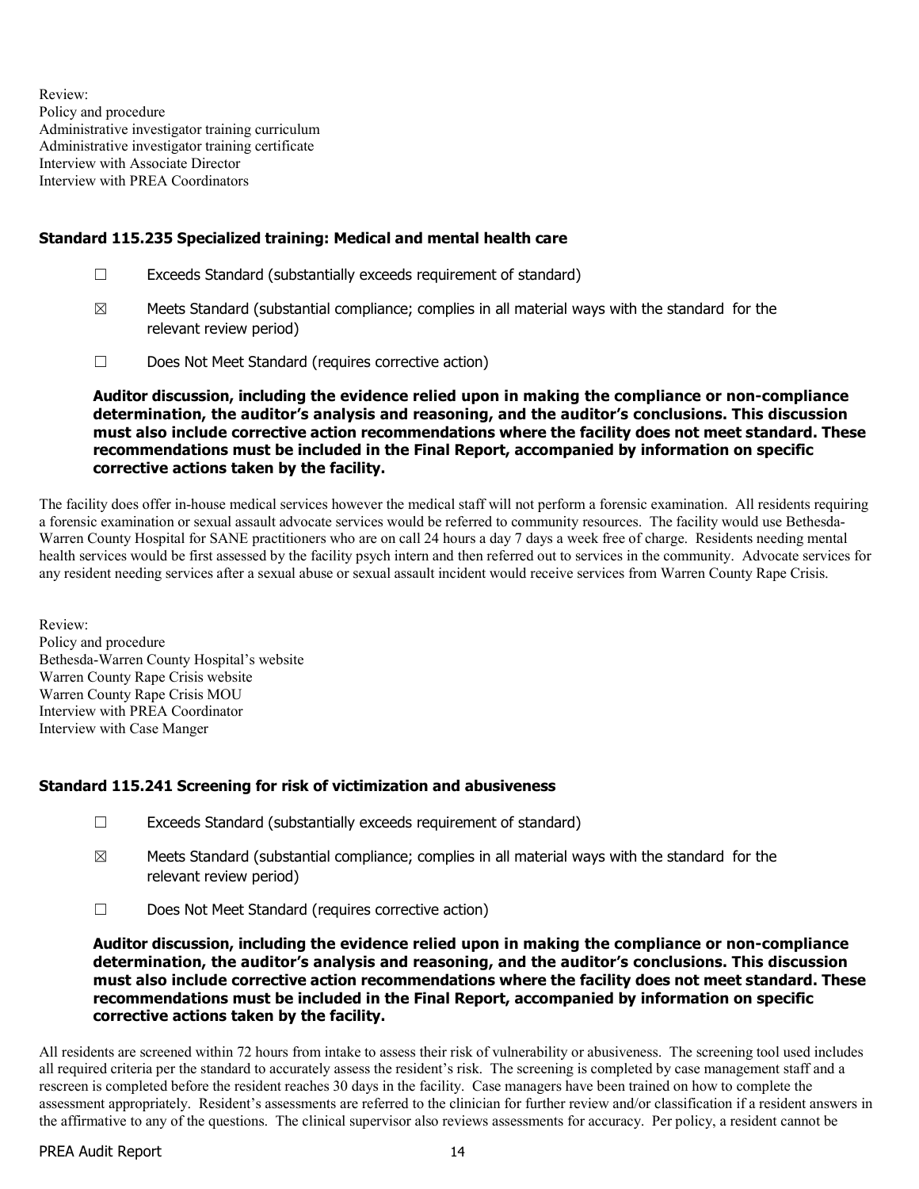Review:
Policy and procedure
Administrative investigator training curriculum
Administrative investigator training certificate
Interview with Associate Director
Interview with PREA Coordinators

### Standard 115.235 Specialized training: Medical and mental health care

☐ Exceeds Standard (substantially exceeds requirement of standard)

☒ Meets Standard (substantial compliance; complies in all material ways with the standard for the relevant review period)

☐ Does Not Meet Standard (requires corrective action)

**Auditor discussion, including the evidence relied upon in making the compliance or non-compliance determination, the auditor's analysis and reasoning, and the auditor's conclusions. This discussion must also include corrective action recommendations where the facility does not meet standard. These recommendations must be included in the Final Report, accompanied by information on specific corrective actions taken by the facility.**

The facility does offer in-house medical services however the medical staff will not perform a forensic examination. All residents requiring a forensic examination or sexual assault advocate services would be referred to community resources. The facility would use Bethesda-Warren County Hospital for SANE practitioners who are on call 24 hours a day 7 days a week free of charge. Residents needing mental health services would be first assessed by the facility psych intern and then referred out to services in the community. Advocate services for any resident needing services after a sexual abuse or sexual assault incident would receive services from Warren County Rape Crisis.

Review:
Policy and procedure
Bethesda-Warren County Hospital's website
Warren County Rape Crisis website
Warren County Rape Crisis MOU
Interview with PREA Coordinator
Interview with Case Manger

### Standard 115.241 Screening for risk of victimization and abusiveness

☐ Exceeds Standard (substantially exceeds requirement of standard)

☒ Meets Standard (substantial compliance; complies in all material ways with the standard for the relevant review period)

☐ Does Not Meet Standard (requires corrective action)

**Auditor discussion, including the evidence relied upon in making the compliance or non-compliance determination, the auditor's analysis and reasoning, and the auditor's conclusions. This discussion must also include corrective action recommendations where the facility does not meet standard. These recommendations must be included in the Final Report, accompanied by information on specific corrective actions taken by the facility.**

All residents are screened within 72 hours from intake to assess their risk of vulnerability or abusiveness. The screening tool used includes all required criteria per the standard to accurately assess the resident's risk. The screening is completed by case management staff and a rescreen is completed before the resident reaches 30 days in the facility. Case managers have been trained on how to complete the assessment appropriately. Resident's assessments are referred to the clinician for further review and/or classification if a resident answers in the affirmative to any of the questions. The clinical supervisor also reviews assessments for accuracy. Per policy, a resident cannot be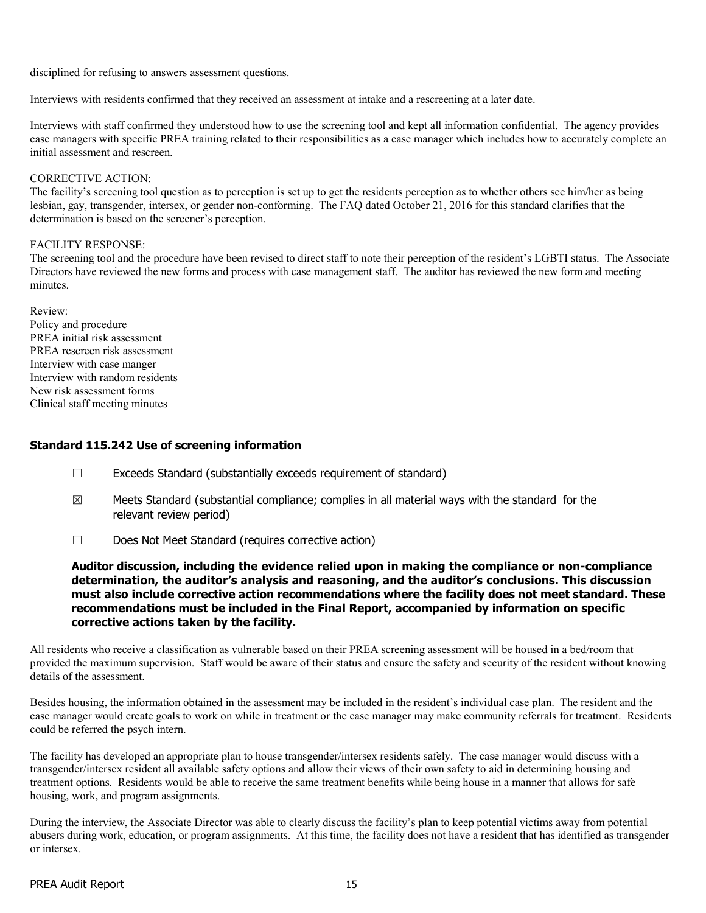disciplined for refusing to answers assessment questions.

Interviews with residents confirmed that they received an assessment at intake and a rescreening at a later date.

Interviews with staff confirmed they understood how to use the screening tool and kept all information confidential. The agency provides case managers with specific PREA training related to their responsibilities as a case manager which includes how to accurately complete an initial assessment and rescreen.

CORRECTIVE ACTION:
The facility's screening tool question as to perception is set up to get the residents perception as to whether others see him/her as being lesbian, gay, transgender, intersex, or gender non-conforming. The FAQ dated October 21, 2016 for this standard clarifies that the determination is based on the screener's perception.

FACILITY RESPONSE:
The screening tool and the procedure have been revised to direct staff to note their perception of the resident's LGBTI status. The Associate Directors have reviewed the new forms and process with case management staff. The auditor has reviewed the new form and meeting minutes.

Review:
Policy and procedure
PREA initial risk assessment
PREA rescreen risk assessment
Interview with case manger
Interview with random residents
New risk assessment forms
Clinical staff meeting minutes

### Standard 115.242 Use of screening information

☐ Exceeds Standard (substantially exceeds requirement of standard)

☒ Meets Standard (substantial compliance; complies in all material ways with the standard for the relevant review period)

☐ Does Not Meet Standard (requires corrective action)

**Auditor discussion, including the evidence relied upon in making the compliance or non-compliance determination, the auditor's analysis and reasoning, and the auditor's conclusions. This discussion must also include corrective action recommendations where the facility does not meet standard. These recommendations must be included in the Final Report, accompanied by information on specific corrective actions taken by the facility.**

All residents who receive a classification as vulnerable based on their PREA screening assessment will be housed in a bed/room that provided the maximum supervision. Staff would be aware of their status and ensure the safety and security of the resident without knowing details of the assessment.

Besides housing, the information obtained in the assessment may be included in the resident's individual case plan. The resident and the case manager would create goals to work on while in treatment or the case manager may make community referrals for treatment. Residents could be referred the psych intern.

The facility has developed an appropriate plan to house transgender/intersex residents safely. The case manager would discuss with a transgender/intersex resident all available safety options and allow their views of their own safety to aid in determining housing and treatment options. Residents would be able to receive the same treatment benefits while being house in a manner that allows for safe housing, work, and program assignments.

During the interview, the Associate Director was able to clearly discuss the facility's plan to keep potential victims away from potential abusers during work, education, or program assignments. At this time, the facility does not have a resident that has identified as transgender or intersex.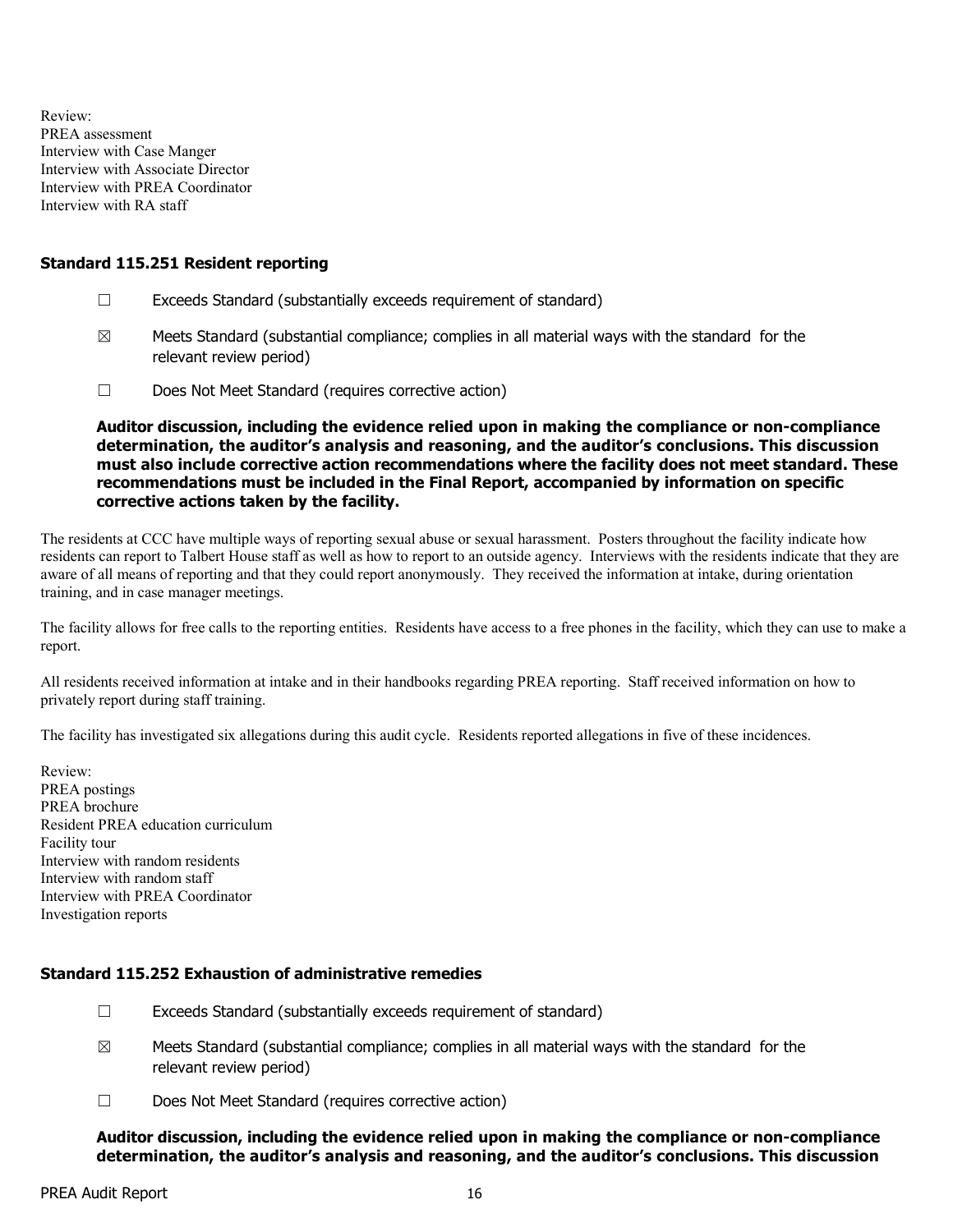Review:
PREA assessment
Interview with Case Manger
Interview with Associate Director
Interview with PREA Coordinator
Interview with RA staff

### Standard 115.251 Resident reporting

☐ Exceeds Standard (substantially exceeds requirement of standard)

☒ Meets Standard (substantial compliance; complies in all material ways with the standard for the relevant review period)

☐ Does Not Meet Standard (requires corrective action)

**Auditor discussion, including the evidence relied upon in making the compliance or non-compliance determination, the auditor's analysis and reasoning, and the auditor's conclusions. This discussion must also include corrective action recommendations where the facility does not meet standard. These recommendations must be included in the Final Report, accompanied by information on specific corrective actions taken by the facility.**

The residents at CCC have multiple ways of reporting sexual abuse or sexual harassment. Posters throughout the facility indicate how residents can report to Talbert House staff as well as how to report to an outside agency. Interviews with the residents indicate that they are aware of all means of reporting and that they could report anonymously. They received the information at intake, during orientation training, and in case manager meetings.

The facility allows for free calls to the reporting entities. Residents have access to a free phones in the facility, which they can use to make a report.

All residents received information at intake and in their handbooks regarding PREA reporting. Staff received information on how to privately report during staff training.

The facility has investigated six allegations during this audit cycle. Residents reported allegations in five of these incidences.

Review:
PREA postings
PREA brochure
Resident PREA education curriculum
Facility tour
Interview with random residents
Interview with random staff
Interview with PREA Coordinator
Investigation reports

### Standard 115.252 Exhaustion of administrative remedies

☐ Exceeds Standard (substantially exceeds requirement of standard)

☒ Meets Standard (substantial compliance; complies in all material ways with the standard for the relevant review period)

☐ Does Not Meet Standard (requires corrective action)

**Auditor discussion, including the evidence relied upon in making the compliance or non-compliance determination, the auditor's analysis and reasoning, and the auditor's conclusions. This discussion**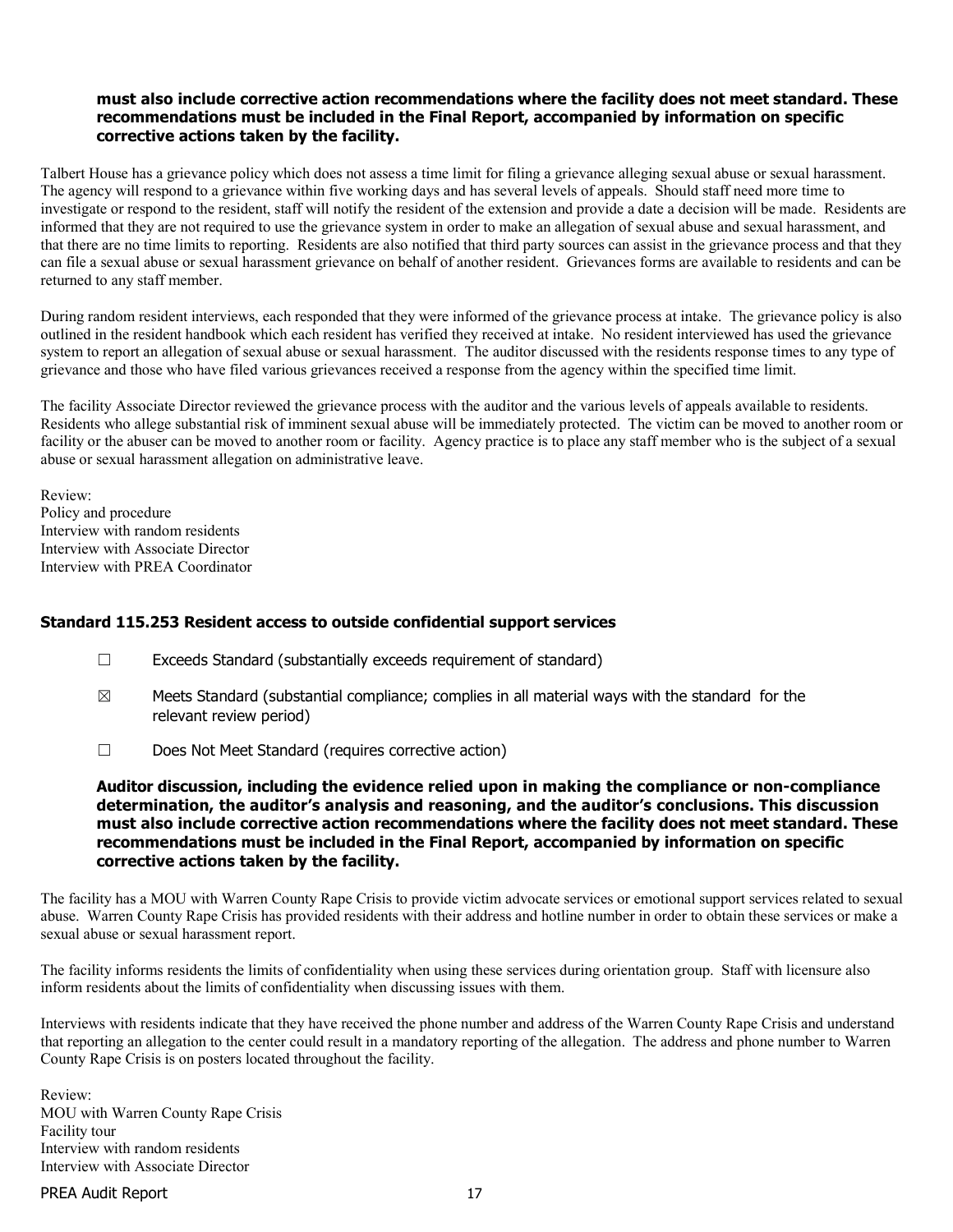**must also include corrective action recommendations where the facility does not meet standard. These recommendations must be included in the Final Report, accompanied by information on specific corrective actions taken by the facility.**

Talbert House has a grievance policy which does not assess a time limit for filing a grievance alleging sexual abuse or sexual harassment. The agency will respond to a grievance within five working days and has several levels of appeals. Should staff need more time to investigate or respond to the resident, staff will notify the resident of the extension and provide a date a decision will be made. Residents are informed that they are not required to use the grievance system in order to make an allegation of sexual abuse and sexual harassment, and that there are no time limits to reporting. Residents are also notified that third party sources can assist in the grievance process and that they can file a sexual abuse or sexual harassment grievance on behalf of another resident. Grievances forms are available to residents and can be returned to any staff member.

During random resident interviews, each responded that they were informed of the grievance process at intake. The grievance policy is also outlined in the resident handbook which each resident has verified they received at intake. No resident interviewed has used the grievance system to report an allegation of sexual abuse or sexual harassment. The auditor discussed with the residents response times to any type of grievance and those who have filed various grievances received a response from the agency within the specified time limit.

The facility Associate Director reviewed the grievance process with the auditor and the various levels of appeals available to residents. Residents who allege substantial risk of imminent sexual abuse will be immediately protected. The victim can be moved to another room or facility or the abuser can be moved to another room or facility. Agency practice is to place any staff member who is the subject of a sexual abuse or sexual harassment allegation on administrative leave.

Review:
Policy and procedure
Interview with random residents
Interview with Associate Director
Interview with PREA Coordinator

### Standard 115.253 Resident access to outside confidential support services

☐ Exceeds Standard (substantially exceeds requirement of standard)

☒ Meets Standard (substantial compliance; complies in all material ways with the standard for the relevant review period)

☐ Does Not Meet Standard (requires corrective action)

**Auditor discussion, including the evidence relied upon in making the compliance or non-compliance determination, the auditor's analysis and reasoning, and the auditor's conclusions. This discussion must also include corrective action recommendations where the facility does not meet standard. These recommendations must be included in the Final Report, accompanied by information on specific corrective actions taken by the facility.**

The facility has a MOU with Warren County Rape Crisis to provide victim advocate services or emotional support services related to sexual abuse. Warren County Rape Crisis has provided residents with their address and hotline number in order to obtain these services or make a sexual abuse or sexual harassment report.

The facility informs residents the limits of confidentiality when using these services during orientation group. Staff with licensure also inform residents about the limits of confidentiality when discussing issues with them.

Interviews with residents indicate that they have received the phone number and address of the Warren County Rape Crisis and understand that reporting an allegation to the center could result in a mandatory reporting of the allegation. The address and phone number to Warren County Rape Crisis is on posters located throughout the facility.

Review:
MOU with Warren County Rape Crisis
Facility tour
Interview with random residents
Interview with Associate Director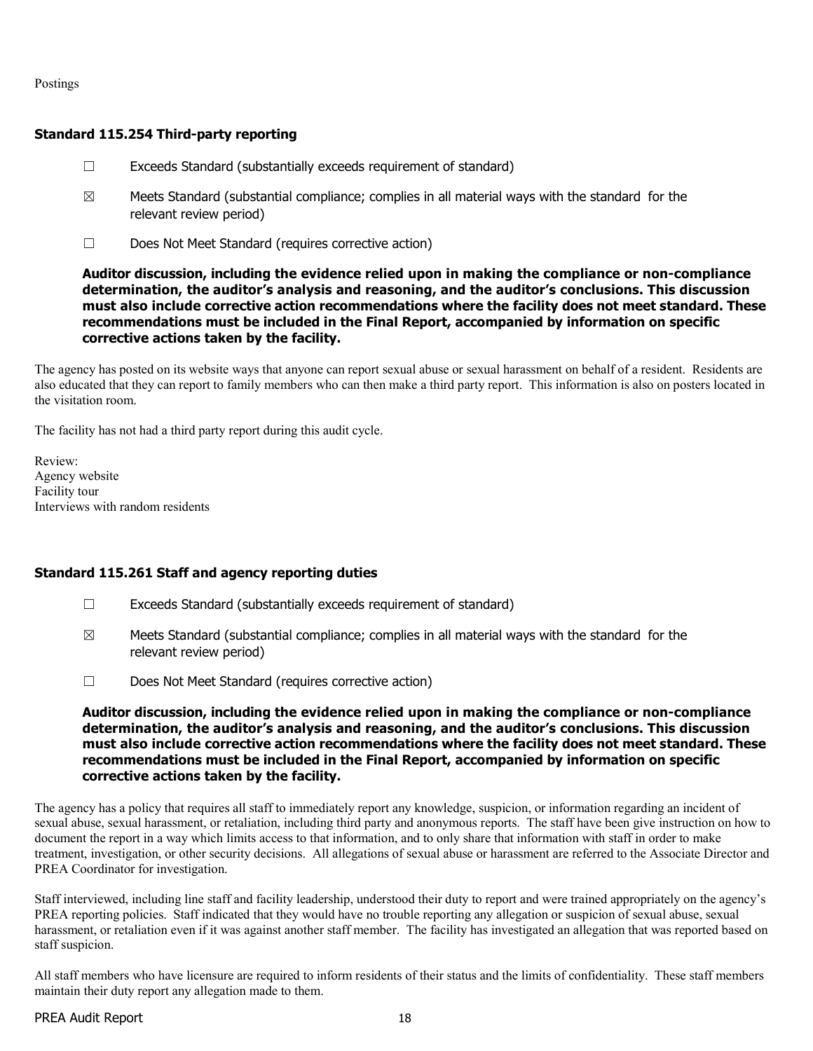Postings

### Standard 115.254 Third-party reporting

☐ Exceeds Standard (substantially exceeds requirement of standard)

☒ Meets Standard (substantial compliance; complies in all material ways with the standard for the relevant review period)

☐ Does Not Meet Standard (requires corrective action)

**Auditor discussion, including the evidence relied upon in making the compliance or non-compliance determination, the auditor's analysis and reasoning, and the auditor's conclusions. This discussion must also include corrective action recommendations where the facility does not meet standard. These recommendations must be included in the Final Report, accompanied by information on specific corrective actions taken by the facility.**

The agency has posted on its website ways that anyone can report sexual abuse or sexual harassment on behalf of a resident. Residents are also educated that they can report to family members who can then make a third party report. This information is also on posters located in the visitation room.

The facility has not had a third party report during this audit cycle.

Review:
Agency website
Facility tour
Interviews with random residents

### Standard 115.261 Staff and agency reporting duties

☐ Exceeds Standard (substantially exceeds requirement of standard)

☒ Meets Standard (substantial compliance; complies in all material ways with the standard for the relevant review period)

☐ Does Not Meet Standard (requires corrective action)

**Auditor discussion, including the evidence relied upon in making the compliance or non-compliance determination, the auditor's analysis and reasoning, and the auditor's conclusions. This discussion must also include corrective action recommendations where the facility does not meet standard. These recommendations must be included in the Final Report, accompanied by information on specific corrective actions taken by the facility.**

The agency has a policy that requires all staff to immediately report any knowledge, suspicion, or information regarding an incident of sexual abuse, sexual harassment, or retaliation, including third party and anonymous reports. The staff have been give instruction on how to document the report in a way which limits access to that information, and to only share that information with staff in order to make treatment, investigation, or other security decisions. All allegations of sexual abuse or harassment are referred to the Associate Director and PREA Coordinator for investigation.

Staff interviewed, including line staff and facility leadership, understood their duty to report and were trained appropriately on the agency's PREA reporting policies. Staff indicated that they would have no trouble reporting any allegation or suspicion of sexual abuse, sexual harassment, or retaliation even if it was against another staff member. The facility has investigated an allegation that was reported based on staff suspicion.

All staff members who have licensure are required to inform residents of their status and the limits of confidentiality. These staff members maintain their duty report any allegation made to them.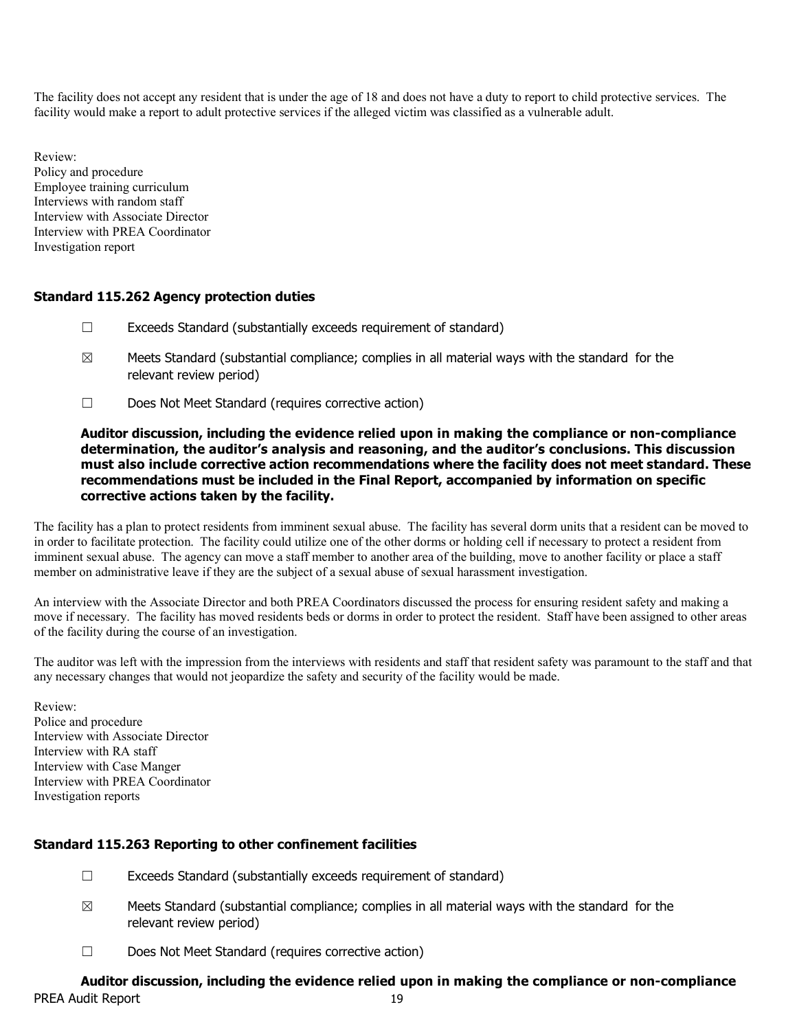The facility does not accept any resident that is under the age of 18 and does not have a duty to report to child protective services. The facility would make a report to adult protective services if the alleged victim was classified as a vulnerable adult.

Review:
Policy and procedure
Employee training curriculum
Interviews with random staff
Interview with Associate Director
Interview with PREA Coordinator
Investigation report

### Standard 115.262 Agency protection duties

☐ Exceeds Standard (substantially exceeds requirement of standard)

☒ Meets Standard (substantial compliance; complies in all material ways with the standard for the relevant review period)

☐ Does Not Meet Standard (requires corrective action)

**Auditor discussion, including the evidence relied upon in making the compliance or non-compliance determination, the auditor's analysis and reasoning, and the auditor's conclusions. This discussion must also include corrective action recommendations where the facility does not meet standard. These recommendations must be included in the Final Report, accompanied by information on specific corrective actions taken by the facility.**

The facility has a plan to protect residents from imminent sexual abuse. The facility has several dorm units that a resident can be moved to in order to facilitate protection. The facility could utilize one of the other dorms or holding cell if necessary to protect a resident from imminent sexual abuse. The agency can move a staff member to another area of the building, move to another facility or place a staff member on administrative leave if they are the subject of a sexual abuse of sexual harassment investigation.

An interview with the Associate Director and both PREA Coordinators discussed the process for ensuring resident safety and making a move if necessary. The facility has moved residents beds or dorms in order to protect the resident. Staff have been assigned to other areas of the facility during the course of an investigation.

The auditor was left with the impression from the interviews with residents and staff that resident safety was paramount to the staff and that any necessary changes that would not jeopardize the safety and security of the facility would be made.

Review:
Police and procedure
Interview with Associate Director
Interview with RA staff
Interview with Case Manger
Interview with PREA Coordinator
Investigation reports

### Standard 115.263 Reporting to other confinement facilities

☐ Exceeds Standard (substantially exceeds requirement of standard)

☒ Meets Standard (substantial compliance; complies in all material ways with the standard for the relevant review period)

☐ Does Not Meet Standard (requires corrective action)

**Auditor discussion, including the evidence relied upon in making the compliance or non-compliance**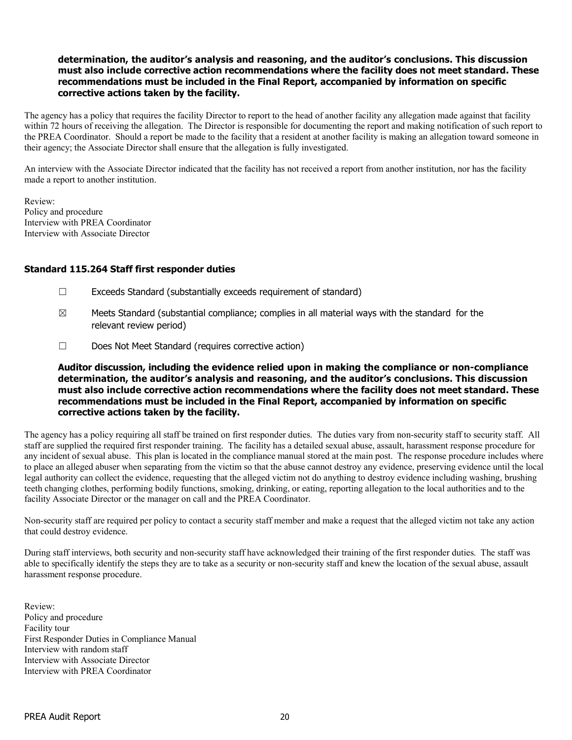**determination, the auditor's analysis and reasoning, and the auditor's conclusions. This discussion must also include corrective action recommendations where the facility does not meet standard. These recommendations must be included in the Final Report, accompanied by information on specific corrective actions taken by the facility.**

The agency has a policy that requires the facility Director to report to the head of another facility any allegation made against that facility within 72 hours of receiving the allegation. The Director is responsible for documenting the report and making notification of such report to the PREA Coordinator. Should a report be made to the facility that a resident at another facility is making an allegation toward someone in their agency; the Associate Director shall ensure that the allegation is fully investigated.

An interview with the Associate Director indicated that the facility has not received a report from another institution, nor has the facility made a report to another institution.

Review:
Policy and procedure
Interview with PREA Coordinator
Interview with Associate Director

### Standard 115.264 Staff first responder duties

☐ Exceeds Standard (substantially exceeds requirement of standard)

☒ Meets Standard (substantial compliance; complies in all material ways with the standard for the relevant review period)

☐ Does Not Meet Standard (requires corrective action)

**Auditor discussion, including the evidence relied upon in making the compliance or non-compliance determination, the auditor's analysis and reasoning, and the auditor's conclusions. This discussion must also include corrective action recommendations where the facility does not meet standard. These recommendations must be included in the Final Report, accompanied by information on specific corrective actions taken by the facility.**

The agency has a policy requiring all staff be trained on first responder duties. The duties vary from non-security staff to security staff. All staff are supplied the required first responder training. The facility has a detailed sexual abuse, assault, harassment response procedure for any incident of sexual abuse. This plan is located in the compliance manual stored at the main post. The response procedure includes where to place an alleged abuser when separating from the victim so that the abuse cannot destroy any evidence, preserving evidence until the local legal authority can collect the evidence, requesting that the alleged victim not do anything to destroy evidence including washing, brushing teeth changing clothes, performing bodily functions, smoking, drinking, or eating, reporting allegation to the local authorities and to the facility Associate Director or the manager on call and the PREA Coordinator.

Non-security staff are required per policy to contact a security staff member and make a request that the alleged victim not take any action that could destroy evidence.

During staff interviews, both security and non-security staff have acknowledged their training of the first responder duties. The staff was able to specifically identify the steps they are to take as a security or non-security staff and knew the location of the sexual abuse, assault harassment response procedure.

Review:
Policy and procedure
Facility tour
First Responder Duties in Compliance Manual
Interview with random staff
Interview with Associate Director
Interview with PREA Coordinator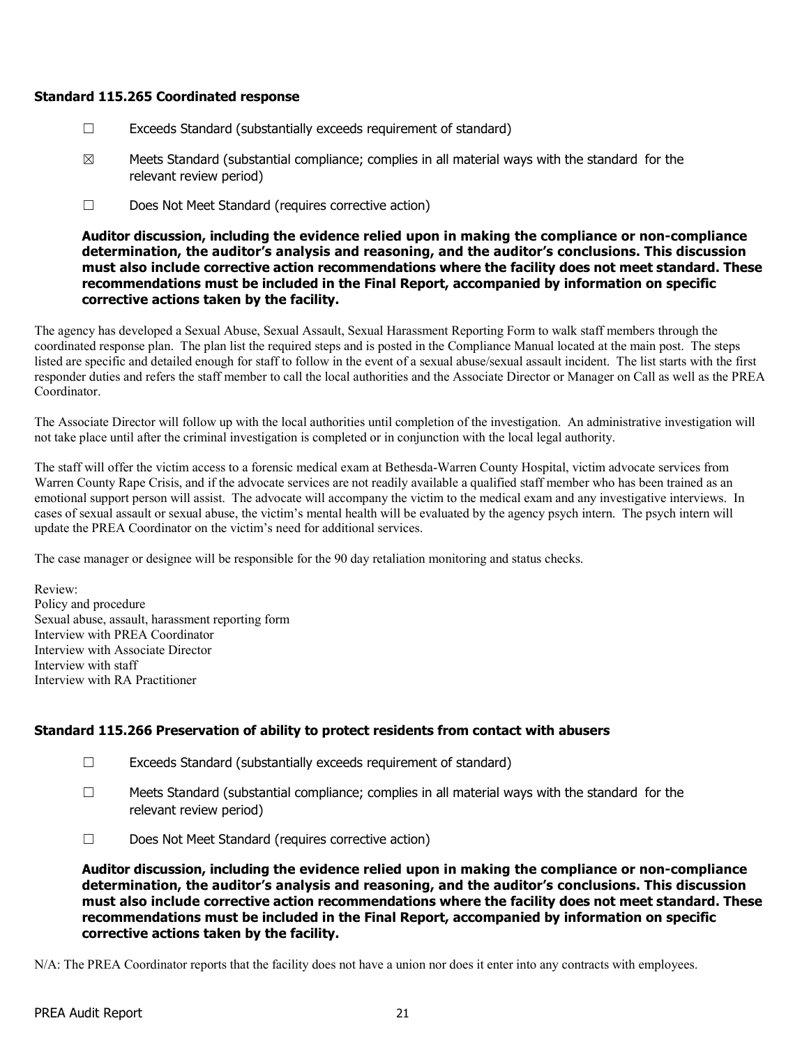### Standard 115.265 Coordinated response

☐ Exceeds Standard (substantially exceeds requirement of standard)

☒ Meets Standard (substantial compliance; complies in all material ways with the standard for the relevant review period)

☐ Does Not Meet Standard (requires corrective action)

**Auditor discussion, including the evidence relied upon in making the compliance or non-compliance determination, the auditor's analysis and reasoning, and the auditor's conclusions. This discussion must also include corrective action recommendations where the facility does not meet standard. These recommendations must be included in the Final Report, accompanied by information on specific corrective actions taken by the facility.**

The agency has developed a Sexual Abuse, Sexual Assault, Sexual Harassment Reporting Form to walk staff members through the coordinated response plan. The plan list the required steps and is posted in the Compliance Manual located at the main post. The steps listed are specific and detailed enough for staff to follow in the event of a sexual abuse/sexual assault incident. The list starts with the first responder duties and refers the staff member to call the local authorities and the Associate Director or Manager on Call as well as the PREA Coordinator.

The Associate Director will follow up with the local authorities until completion of the investigation. An administrative investigation will not take place until after the criminal investigation is completed or in conjunction with the local legal authority.

The staff will offer the victim access to a forensic medical exam at Bethesda-Warren County Hospital, victim advocate services from Warren County Rape Crisis, and if the advocate services are not readily available a qualified staff member who has been trained as an emotional support person will assist. The advocate will accompany the victim to the medical exam and any investigative interviews. In cases of sexual assault or sexual abuse, the victim's mental health will be evaluated by the agency psych intern. The psych intern will update the PREA Coordinator on the victim's need for additional services.

The case manager or designee will be responsible for the 90 day retaliation monitoring and status checks.

Review:
Policy and procedure
Sexual abuse, assault, harassment reporting form
Interview with PREA Coordinator
Interview with Associate Director
Interview with staff
Interview with RA Practitioner

### Standard 115.266 Preservation of ability to protect residents from contact with abusers

☐ Exceeds Standard (substantially exceeds requirement of standard)

☐ Meets Standard (substantial compliance; complies in all material ways with the standard for the relevant review period)

☐ Does Not Meet Standard (requires corrective action)

**Auditor discussion, including the evidence relied upon in making the compliance or non-compliance determination, the auditor's analysis and reasoning, and the auditor's conclusions. This discussion must also include corrective action recommendations where the facility does not meet standard. These recommendations must be included in the Final Report, accompanied by information on specific corrective actions taken by the facility.**

N/A: The PREA Coordinator reports that the facility does not have a union nor does it enter into any contracts with employees.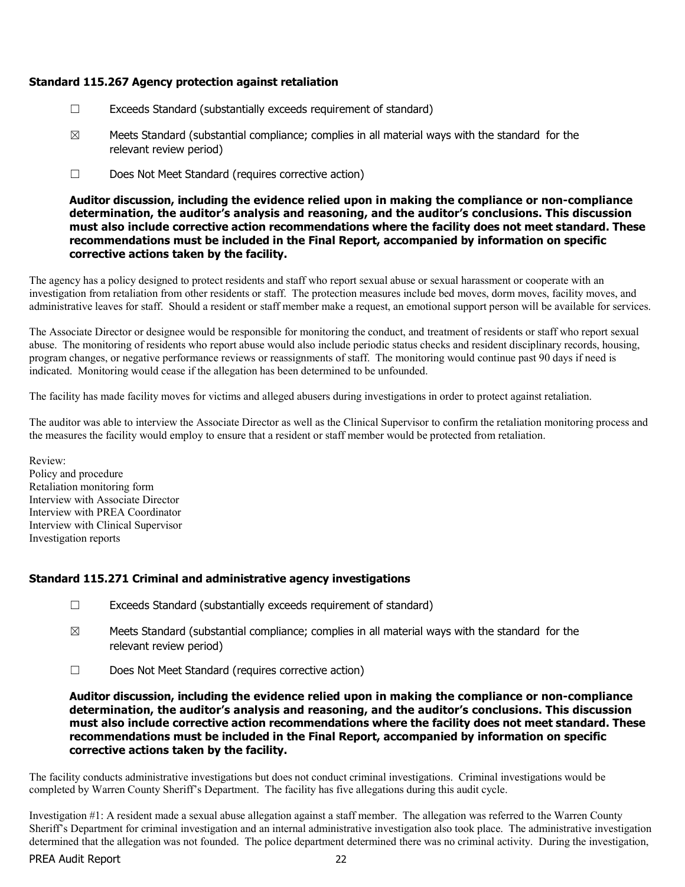### Standard 115.267 Agency protection against retaliation

☐ Exceeds Standard (substantially exceeds requirement of standard)

☒ Meets Standard (substantial compliance; complies in all material ways with the standard for the relevant review period)

☐ Does Not Meet Standard (requires corrective action)

**Auditor discussion, including the evidence relied upon in making the compliance or non-compliance determination, the auditor's analysis and reasoning, and the auditor's conclusions. This discussion must also include corrective action recommendations where the facility does not meet standard. These recommendations must be included in the Final Report, accompanied by information on specific corrective actions taken by the facility.**

The agency has a policy designed to protect residents and staff who report sexual abuse or sexual harassment or cooperate with an investigation from retaliation from other residents or staff. The protection measures include bed moves, dorm moves, facility moves, and administrative leaves for staff. Should a resident or staff member make a request, an emotional support person will be available for services.

The Associate Director or designee would be responsible for monitoring the conduct, and treatment of residents or staff who report sexual abuse. The monitoring of residents who report abuse would also include periodic status checks and resident disciplinary records, housing, program changes, or negative performance reviews or reassignments of staff. The monitoring would continue past 90 days if need is indicated. Monitoring would cease if the allegation has been determined to be unfounded.

The facility has made facility moves for victims and alleged abusers during investigations in order to protect against retaliation.

The auditor was able to interview the Associate Director as well as the Clinical Supervisor to confirm the retaliation monitoring process and the measures the facility would employ to ensure that a resident or staff member would be protected from retaliation.

Review:
Policy and procedure
Retaliation monitoring form
Interview with Associate Director
Interview with PREA Coordinator
Interview with Clinical Supervisor
Investigation reports

### Standard 115.271 Criminal and administrative agency investigations

☐ Exceeds Standard (substantially exceeds requirement of standard)

☒ Meets Standard (substantial compliance; complies in all material ways with the standard for the relevant review period)

☐ Does Not Meet Standard (requires corrective action)

**Auditor discussion, including the evidence relied upon in making the compliance or non-compliance determination, the auditor's analysis and reasoning, and the auditor's conclusions. This discussion must also include corrective action recommendations where the facility does not meet standard. These recommendations must be included in the Final Report, accompanied by information on specific corrective actions taken by the facility.**

The facility conducts administrative investigations but does not conduct criminal investigations. Criminal investigations would be completed by Warren County Sheriff's Department. The facility has five allegations during this audit cycle.

Investigation #1: A resident made a sexual abuse allegation against a staff member. The allegation was referred to the Warren County Sheriff's Department for criminal investigation and an internal administrative investigation also took place. The administrative investigation determined that the allegation was not founded. The police department determined there was no criminal activity. During the investigation,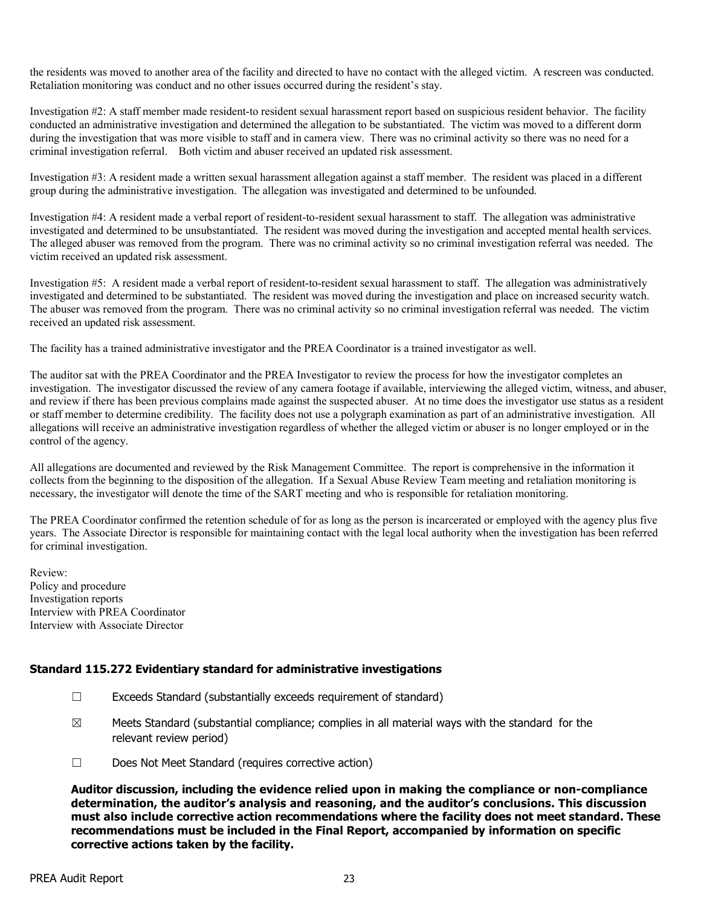the residents was moved to another area of the facility and directed to have no contact with the alleged victim. A rescreen was conducted. Retaliation monitoring was conduct and no other issues occurred during the resident's stay.

Investigation #2: A staff member made resident-to resident sexual harassment report based on suspicious resident behavior. The facility conducted an administrative investigation and determined the allegation to be substantiated. The victim was moved to a different dorm during the investigation that was more visible to staff and in camera view. There was no criminal activity so there was no need for a criminal investigation referral. Both victim and abuser received an updated risk assessment.

Investigation #3: A resident made a written sexual harassment allegation against a staff member. The resident was placed in a different group during the administrative investigation. The allegation was investigated and determined to be unfounded.

Investigation #4: A resident made a verbal report of resident-to-resident sexual harassment to staff. The allegation was administrative investigated and determined to be unsubstantiated. The resident was moved during the investigation and accepted mental health services. The alleged abuser was removed from the program. There was no criminal activity so no criminal investigation referral was needed. The victim received an updated risk assessment.

Investigation #5: A resident made a verbal report of resident-to-resident sexual harassment to staff. The allegation was administratively investigated and determined to be substantiated. The resident was moved during the investigation and place on increased security watch. The abuser was removed from the program. There was no criminal activity so no criminal investigation referral was needed. The victim received an updated risk assessment.

The facility has a trained administrative investigator and the PREA Coordinator is a trained investigator as well.

The auditor sat with the PREA Coordinator and the PREA Investigator to review the process for how the investigator completes an investigation. The investigator discussed the review of any camera footage if available, interviewing the alleged victim, witness, and abuser, and review if there has been previous complains made against the suspected abuser. At no time does the investigator use status as a resident or staff member to determine credibility. The facility does not use a polygraph examination as part of an administrative investigation. All allegations will receive an administrative investigation regardless of whether the alleged victim or abuser is no longer employed or in the control of the agency.

All allegations are documented and reviewed by the Risk Management Committee. The report is comprehensive in the information it collects from the beginning to the disposition of the allegation. If a Sexual Abuse Review Team meeting and retaliation monitoring is necessary, the investigator will denote the time of the SART meeting and who is responsible for retaliation monitoring.

The PREA Coordinator confirmed the retention schedule of for as long as the person is incarcerated or employed with the agency plus five years. The Associate Director is responsible for maintaining contact with the legal local authority when the investigation has been referred for criminal investigation.

Review:
Policy and procedure
Investigation reports
Interview with PREA Coordinator
Interview with Associate Director

### Standard 115.272 Evidentiary standard for administrative investigations

☐ Exceeds Standard (substantially exceeds requirement of standard)

☒ Meets Standard (substantial compliance; complies in all material ways with the standard for the relevant review period)

☐ Does Not Meet Standard (requires corrective action)

**Auditor discussion, including the evidence relied upon in making the compliance or non-compliance determination, the auditor's analysis and reasoning, and the auditor's conclusions. This discussion must also include corrective action recommendations where the facility does not meet standard. These recommendations must be included in the Final Report, accompanied by information on specific corrective actions taken by the facility.**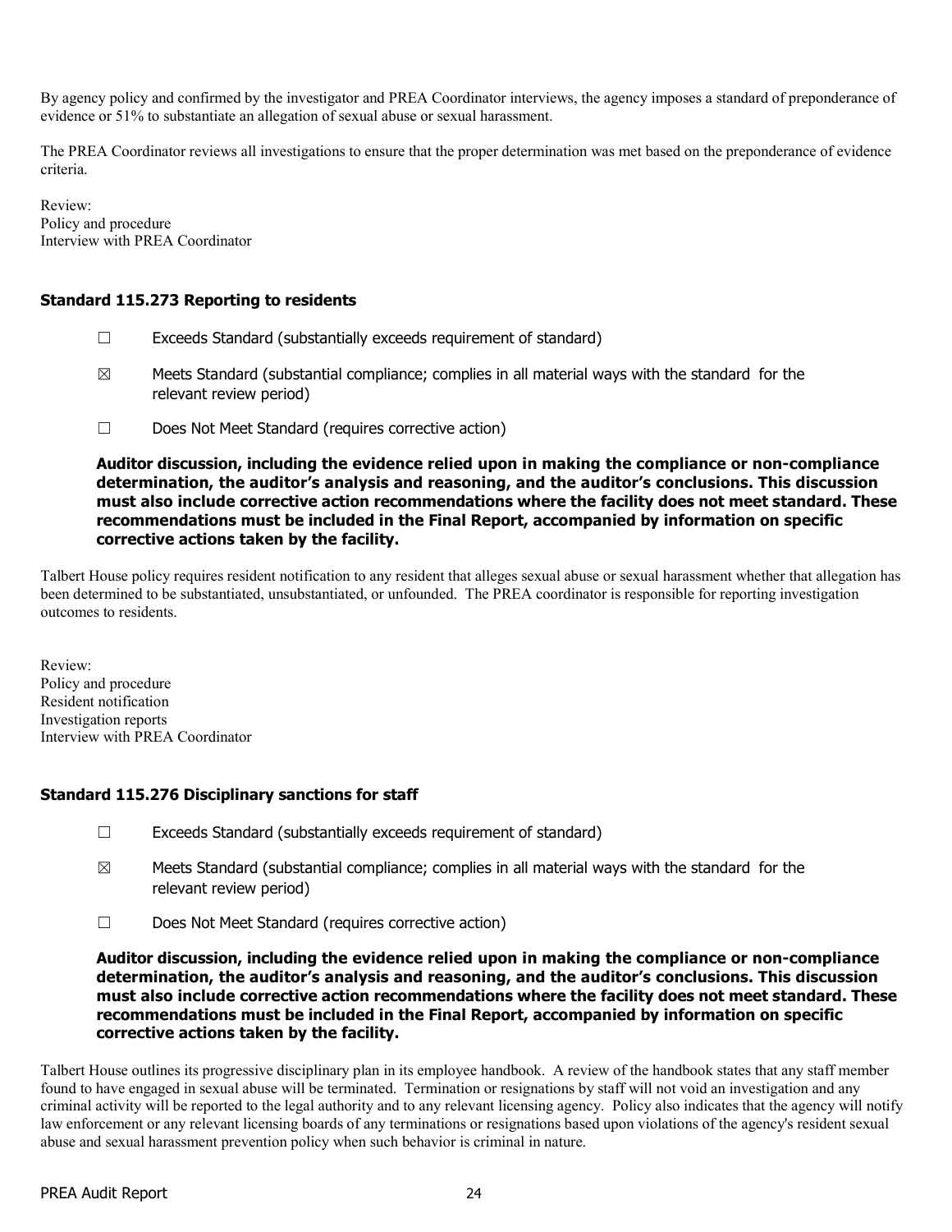By agency policy and confirmed by the investigator and PREA Coordinator interviews, the agency imposes a standard of preponderance of evidence or 51% to substantiate an allegation of sexual abuse or sexual harassment.

The PREA Coordinator reviews all investigations to ensure that the proper determination was met based on the preponderance of evidence criteria.

Review:
Policy and procedure
Interview with PREA Coordinator

### Standard 115.273 Reporting to residents

☐ Exceeds Standard (substantially exceeds requirement of standard)

☒ Meets Standard (substantial compliance; complies in all material ways with the standard for the relevant review period)

☐ Does Not Meet Standard (requires corrective action)

**Auditor discussion, including the evidence relied upon in making the compliance or non-compliance determination, the auditor's analysis and reasoning, and the auditor's conclusions. This discussion must also include corrective action recommendations where the facility does not meet standard. These recommendations must be included in the Final Report, accompanied by information on specific corrective actions taken by the facility.**

Talbert House policy requires resident notification to any resident that alleges sexual abuse or sexual harassment whether that allegation has been determined to be substantiated, unsubstantiated, or unfounded. The PREA coordinator is responsible for reporting investigation outcomes to residents.

Review:
Policy and procedure
Resident notification
Investigation reports
Interview with PREA Coordinator

### Standard 115.276 Disciplinary sanctions for staff

☐ Exceeds Standard (substantially exceeds requirement of standard)

☒ Meets Standard (substantial compliance; complies in all material ways with the standard for the relevant review period)

☐ Does Not Meet Standard (requires corrective action)

**Auditor discussion, including the evidence relied upon in making the compliance or non-compliance determination, the auditor's analysis and reasoning, and the auditor's conclusions. This discussion must also include corrective action recommendations where the facility does not meet standard. These recommendations must be included in the Final Report, accompanied by information on specific corrective actions taken by the facility.**

Talbert House outlines its progressive disciplinary plan in its employee handbook. A review of the handbook states that any staff member found to have engaged in sexual abuse will be terminated. Termination or resignations by staff will not void an investigation and any criminal activity will be reported to the legal authority and to any relevant licensing agency. Policy also indicates that the agency will notify law enforcement or any relevant licensing boards of any terminations or resignations based upon violations of the agency's resident sexual abuse and sexual harassment prevention policy when such behavior is criminal in nature.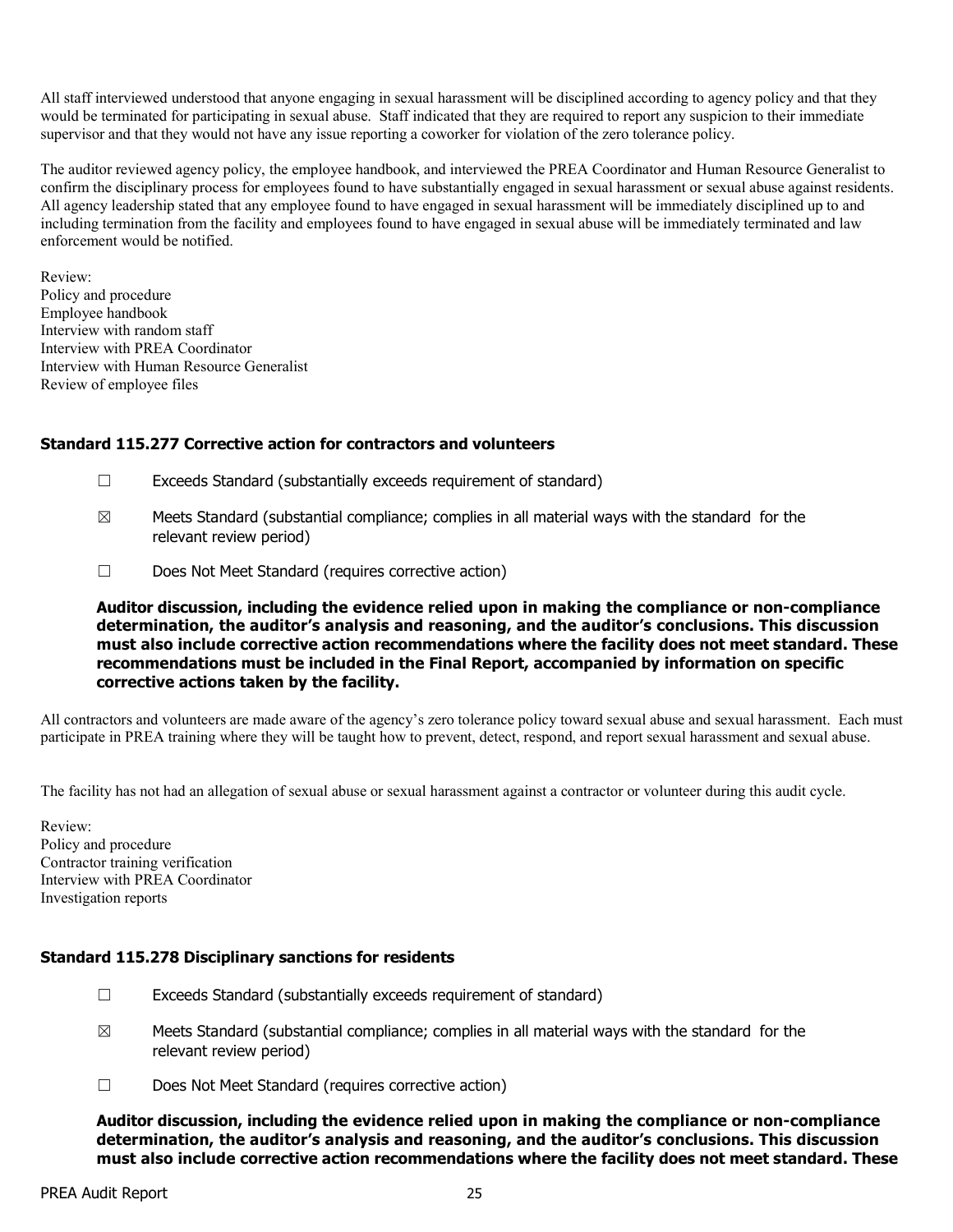All staff interviewed understood that anyone engaging in sexual harassment will be disciplined according to agency policy and that they would be terminated for participating in sexual abuse. Staff indicated that they are required to report any suspicion to their immediate supervisor and that they would not have any issue reporting a coworker for violation of the zero tolerance policy.

The auditor reviewed agency policy, the employee handbook, and interviewed the PREA Coordinator and Human Resource Generalist to confirm the disciplinary process for employees found to have substantially engaged in sexual harassment or sexual abuse against residents. All agency leadership stated that any employee found to have engaged in sexual harassment will be immediately disciplined up to and including termination from the facility and employees found to have engaged in sexual abuse will be immediately terminated and law enforcement would be notified.

Review:
Policy and procedure
Employee handbook
Interview with random staff
Interview with PREA Coordinator
Interview with Human Resource Generalist
Review of employee files

### Standard 115.277 Corrective action for contractors and volunteers

☐ Exceeds Standard (substantially exceeds requirement of standard)

☒ Meets Standard (substantial compliance; complies in all material ways with the standard for the relevant review period)

☐ Does Not Meet Standard (requires corrective action)

**Auditor discussion, including the evidence relied upon in making the compliance or non-compliance determination, the auditor's analysis and reasoning, and the auditor's conclusions. This discussion must also include corrective action recommendations where the facility does not meet standard. These recommendations must be included in the Final Report, accompanied by information on specific corrective actions taken by the facility.**

All contractors and volunteers are made aware of the agency's zero tolerance policy toward sexual abuse and sexual harassment. Each must participate in PREA training where they will be taught how to prevent, detect, respond, and report sexual harassment and sexual abuse.

The facility has not had an allegation of sexual abuse or sexual harassment against a contractor or volunteer during this audit cycle.

Review:
Policy and procedure
Contractor training verification
Interview with PREA Coordinator
Investigation reports

### Standard 115.278 Disciplinary sanctions for residents

☐ Exceeds Standard (substantially exceeds requirement of standard)

☒ Meets Standard (substantial compliance; complies in all material ways with the standard for the relevant review period)

☐ Does Not Meet Standard (requires corrective action)

**Auditor discussion, including the evidence relied upon in making the compliance or non-compliance determination, the auditor's analysis and reasoning, and the auditor's conclusions. This discussion must also include corrective action recommendations where the facility does not meet standard. These**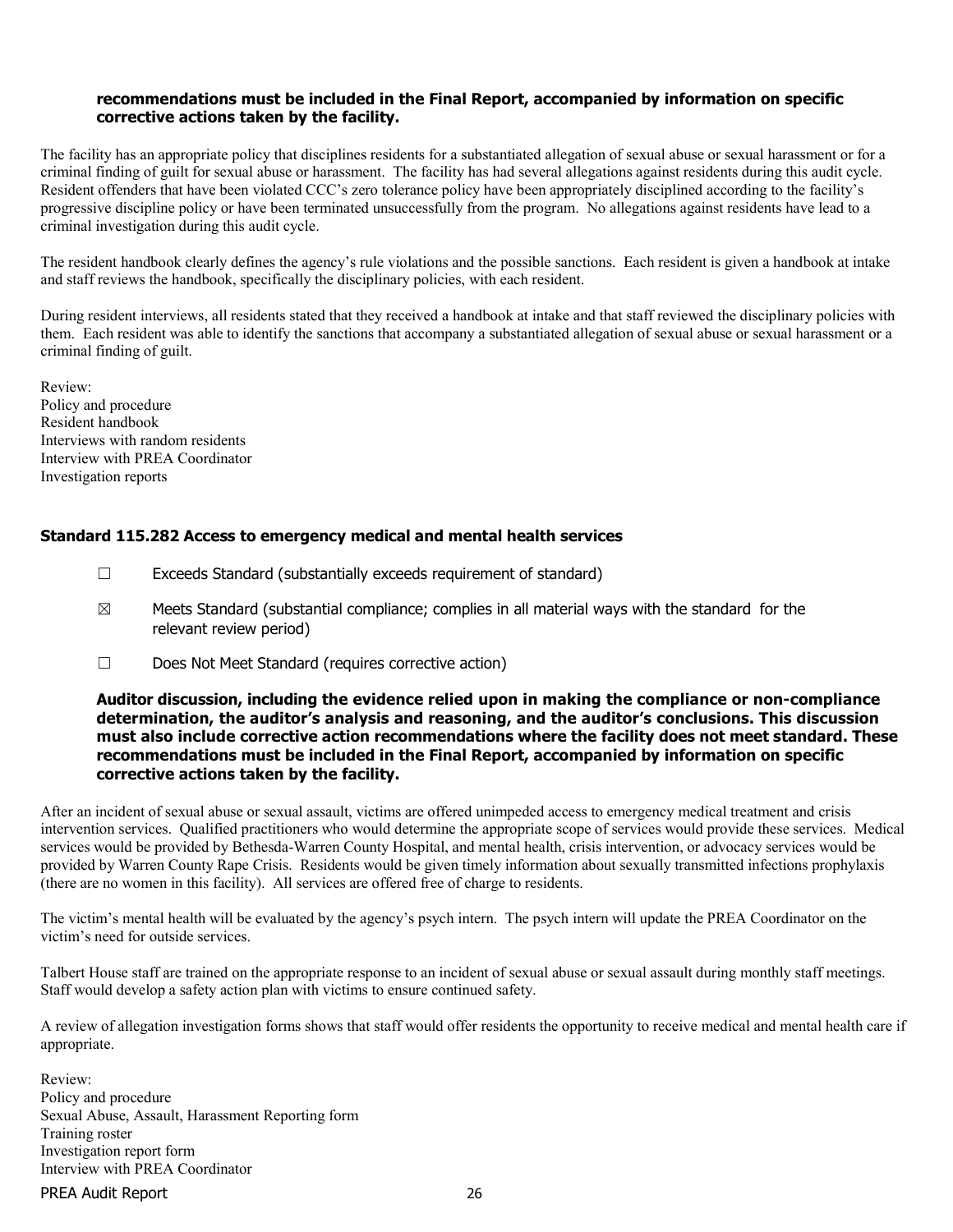**recommendations must be included in the Final Report, accompanied by information on specific corrective actions taken by the facility.**

The facility has an appropriate policy that disciplines residents for a substantiated allegation of sexual abuse or sexual harassment or for a criminal finding of guilt for sexual abuse or harassment. The facility has had several allegations against residents during this audit cycle. Resident offenders that have been violated CCC's zero tolerance policy have been appropriately disciplined according to the facility's progressive discipline policy or have been terminated unsuccessfully from the program. No allegations against residents have lead to a criminal investigation during this audit cycle.

The resident handbook clearly defines the agency's rule violations and the possible sanctions. Each resident is given a handbook at intake and staff reviews the handbook, specifically the disciplinary policies, with each resident.

During resident interviews, all residents stated that they received a handbook at intake and that staff reviewed the disciplinary policies with them. Each resident was able to identify the sanctions that accompany a substantiated allegation of sexual abuse or sexual harassment or a criminal finding of guilt.

Review:
Policy and procedure
Resident handbook
Interviews with random residents
Interview with PREA Coordinator
Investigation reports

### Standard 115.282 Access to emergency medical and mental health services

☐ Exceeds Standard (substantially exceeds requirement of standard)

☒ Meets Standard (substantial compliance; complies in all material ways with the standard for the relevant review period)

☐ Does Not Meet Standard (requires corrective action)

**Auditor discussion, including the evidence relied upon in making the compliance or non-compliance determination, the auditor's analysis and reasoning, and the auditor's conclusions. This discussion must also include corrective action recommendations where the facility does not meet standard. These recommendations must be included in the Final Report, accompanied by information on specific corrective actions taken by the facility.**

After an incident of sexual abuse or sexual assault, victims are offered unimpeded access to emergency medical treatment and crisis intervention services. Qualified practitioners who would determine the appropriate scope of services would provide these services. Medical services would be provided by Bethesda-Warren County Hospital, and mental health, crisis intervention, or advocacy services would be provided by Warren County Rape Crisis. Residents would be given timely information about sexually transmitted infections prophylaxis (there are no women in this facility). All services are offered free of charge to residents.

The victim's mental health will be evaluated by the agency's psych intern. The psych intern will update the PREA Coordinator on the victim's need for outside services.

Talbert House staff are trained on the appropriate response to an incident of sexual abuse or sexual assault during monthly staff meetings. Staff would develop a safety action plan with victims to ensure continued safety.

A review of allegation investigation forms shows that staff would offer residents the opportunity to receive medical and mental health care if appropriate.

Review:
Policy and procedure
Sexual Abuse, Assault, Harassment Reporting form
Training roster
Investigation report form
Interview with PREA Coordinator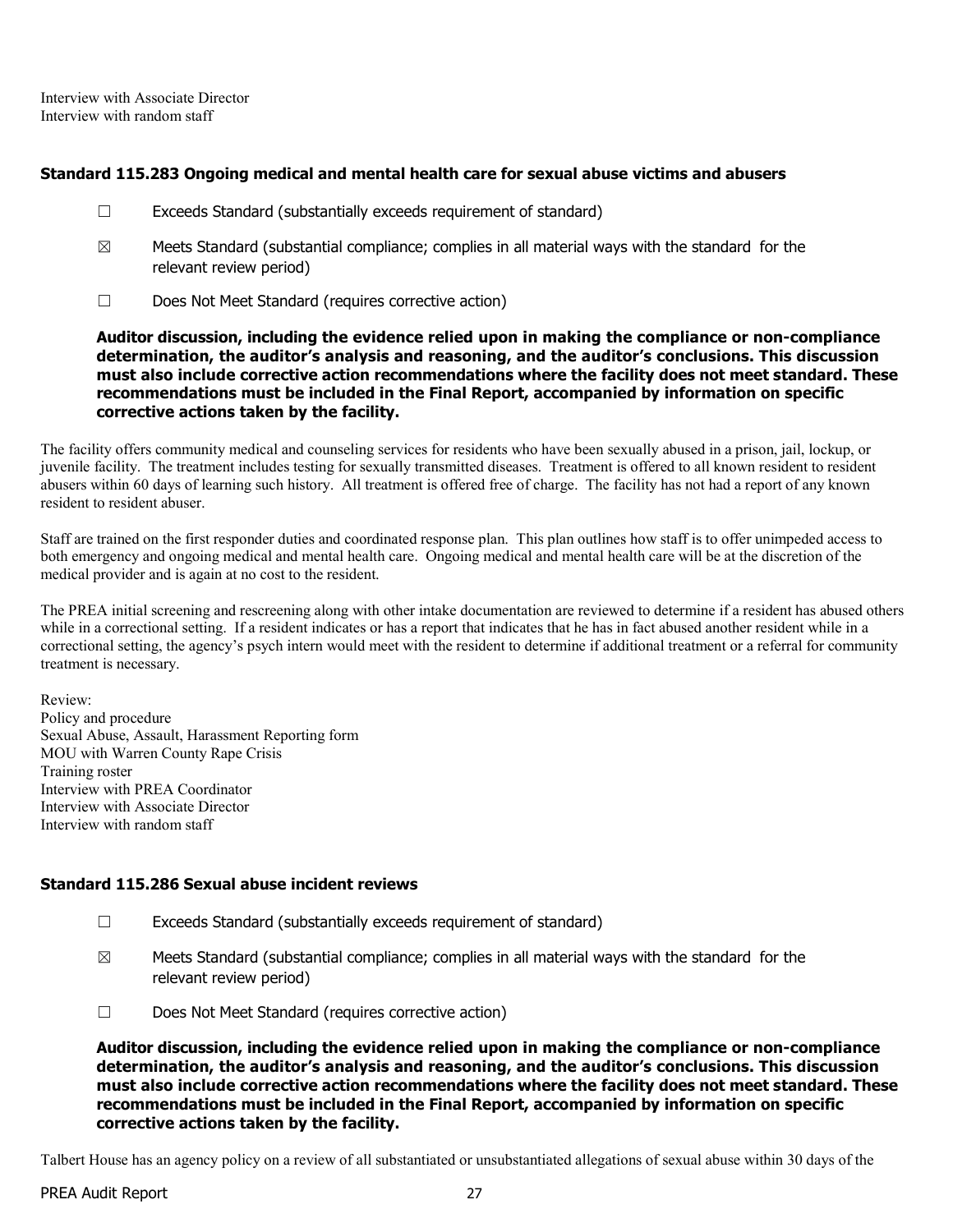Interview with Associate Director
Interview with random staff

### Standard 115.283 Ongoing medical and mental health care for sexual abuse victims and abusers

☐ Exceeds Standard (substantially exceeds requirement of standard)

☒ Meets Standard (substantial compliance; complies in all material ways with the standard for the relevant review period)

☐ Does Not Meet Standard (requires corrective action)

**Auditor discussion, including the evidence relied upon in making the compliance or non-compliance determination, the auditor's analysis and reasoning, and the auditor's conclusions. This discussion must also include corrective action recommendations where the facility does not meet standard. These recommendations must be included in the Final Report, accompanied by information on specific corrective actions taken by the facility.**

The facility offers community medical and counseling services for residents who have been sexually abused in a prison, jail, lockup, or juvenile facility. The treatment includes testing for sexually transmitted diseases. Treatment is offered to all known resident to resident abusers within 60 days of learning such history. All treatment is offered free of charge. The facility has not had a report of any known resident to resident abuser.

Staff are trained on the first responder duties and coordinated response plan. This plan outlines how staff is to offer unimpeded access to both emergency and ongoing medical and mental health care. Ongoing medical and mental health care will be at the discretion of the medical provider and is again at no cost to the resident.

The PREA initial screening and rescreening along with other intake documentation are reviewed to determine if a resident has abused others while in a correctional setting. If a resident indicates or has a report that indicates that he has in fact abused another resident while in a correctional setting, the agency's psych intern would meet with the resident to determine if additional treatment or a referral for community treatment is necessary.

Review:
Policy and procedure
Sexual Abuse, Assault, Harassment Reporting form
MOU with Warren County Rape Crisis
Training roster
Interview with PREA Coordinator
Interview with Associate Director
Interview with random staff

### Standard 115.286 Sexual abuse incident reviews

☐ Exceeds Standard (substantially exceeds requirement of standard)

☒ Meets Standard (substantial compliance; complies in all material ways with the standard for the relevant review period)

☐ Does Not Meet Standard (requires corrective action)

**Auditor discussion, including the evidence relied upon in making the compliance or non-compliance determination, the auditor's analysis and reasoning, and the auditor's conclusions. This discussion must also include corrective action recommendations where the facility does not meet standard. These recommendations must be included in the Final Report, accompanied by information on specific corrective actions taken by the facility.**

Talbert House has an agency policy on a review of all substantiated or unsubstantiated allegations of sexual abuse within 30 days of the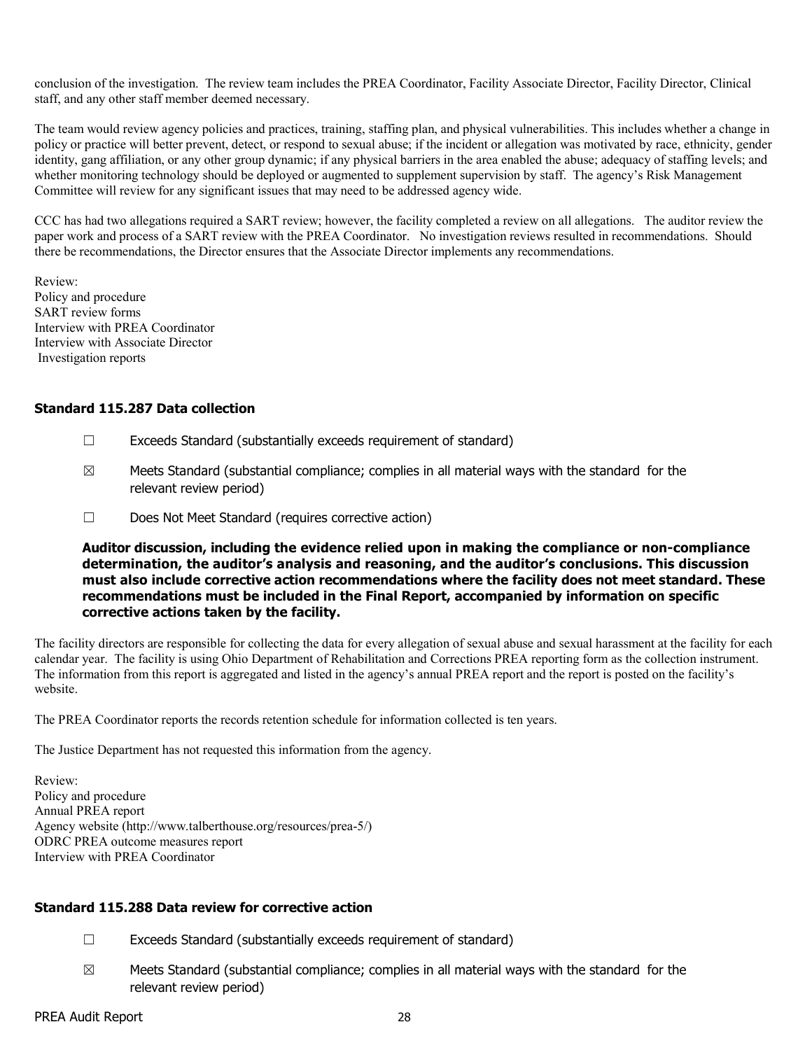conclusion of the investigation. The review team includes the PREA Coordinator, Facility Associate Director, Facility Director, Clinical staff, and any other staff member deemed necessary.

The team would review agency policies and practices, training, staffing plan, and physical vulnerabilities. This includes whether a change in policy or practice will better prevent, detect, or respond to sexual abuse; if the incident or allegation was motivated by race, ethnicity, gender identity, gang affiliation, or any other group dynamic; if any physical barriers in the area enabled the abuse; adequacy of staffing levels; and whether monitoring technology should be deployed or augmented to supplement supervision by staff. The agency's Risk Management Committee will review for any significant issues that may need to be addressed agency wide.

CCC has had two allegations required a SART review; however, the facility completed a review on all allegations. The auditor review the paper work and process of a SART review with the PREA Coordinator. No investigation reviews resulted in recommendations. Should there be recommendations, the Director ensures that the Associate Director implements any recommendations.

Review:
Policy and procedure
SART review forms
Interview with PREA Coordinator
Interview with Associate Director
Investigation reports

### Standard 115.287 Data collection

☐ Exceeds Standard (substantially exceeds requirement of standard)

☒ Meets Standard (substantial compliance; complies in all material ways with the standard for the relevant review period)

☐ Does Not Meet Standard (requires corrective action)

**Auditor discussion, including the evidence relied upon in making the compliance or non-compliance determination, the auditor's analysis and reasoning, and the auditor's conclusions. This discussion must also include corrective action recommendations where the facility does not meet standard. These recommendations must be included in the Final Report, accompanied by information on specific corrective actions taken by the facility.**

The facility directors are responsible for collecting the data for every allegation of sexual abuse and sexual harassment at the facility for each calendar year. The facility is using Ohio Department of Rehabilitation and Corrections PREA reporting form as the collection instrument. The information from this report is aggregated and listed in the agency's annual PREA report and the report is posted on the facility's website.

The PREA Coordinator reports the records retention schedule for information collected is ten years.

The Justice Department has not requested this information from the agency.

Review:
Policy and procedure
Annual PREA report
Agency website (http://www.talberthouse.org/resources/prea-5/)
ODRC PREA outcome measures report
Interview with PREA Coordinator

### Standard 115.288 Data review for corrective action

☐ Exceeds Standard (substantially exceeds requirement of standard)

☒ Meets Standard (substantial compliance; complies in all material ways with the standard for the relevant review period)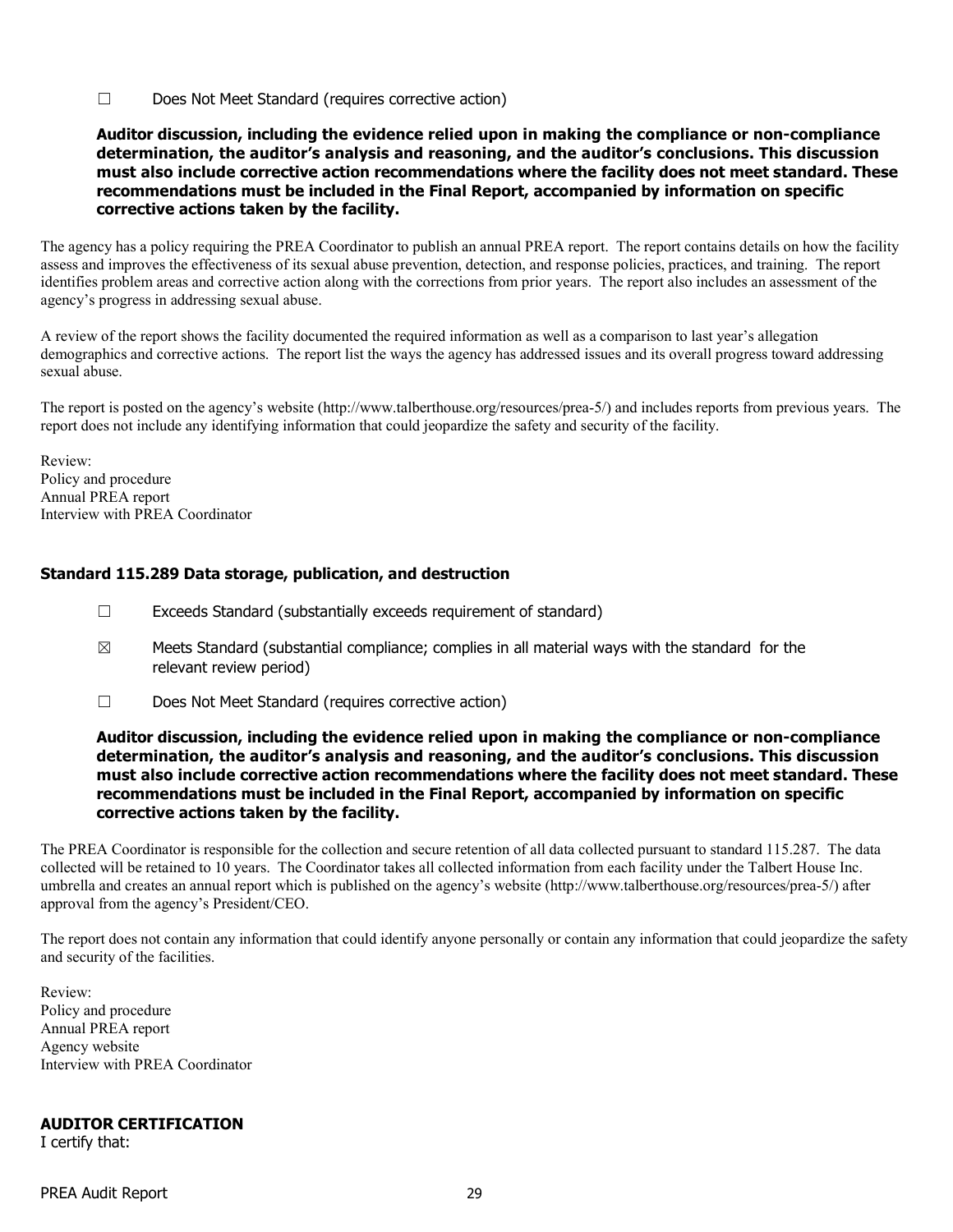☐ Does Not Meet Standard (requires corrective action)

**Auditor discussion, including the evidence relied upon in making the compliance or non-compliance determination, the auditor's analysis and reasoning, and the auditor's conclusions. This discussion must also include corrective action recommendations where the facility does not meet standard. These recommendations must be included in the Final Report, accompanied by information on specific corrective actions taken by the facility.**

The agency has a policy requiring the PREA Coordinator to publish an annual PREA report. The report contains details on how the facility assess and improves the effectiveness of its sexual abuse prevention, detection, and response policies, practices, and training. The report identifies problem areas and corrective action along with the corrections from prior years. The report also includes an assessment of the agency's progress in addressing sexual abuse.

A review of the report shows the facility documented the required information as well as a comparison to last year's allegation demographics and corrective actions. The report list the ways the agency has addressed issues and its overall progress toward addressing sexual abuse.

The report is posted on the agency's website (http://www.talberthouse.org/resources/prea-5/) and includes reports from previous years. The report does not include any identifying information that could jeopardize the safety and security of the facility.

Review:
Policy and procedure
Annual PREA report
Interview with PREA Coordinator

### Standard 115.289 Data storage, publication, and destruction

☐ Exceeds Standard (substantially exceeds requirement of standard)

☒ Meets Standard (substantial compliance; complies in all material ways with the standard for the relevant review period)

☐ Does Not Meet Standard (requires corrective action)

**Auditor discussion, including the evidence relied upon in making the compliance or non-compliance determination, the auditor's analysis and reasoning, and the auditor's conclusions. This discussion must also include corrective action recommendations where the facility does not meet standard. These recommendations must be included in the Final Report, accompanied by information on specific corrective actions taken by the facility.**

The PREA Coordinator is responsible for the collection and secure retention of all data collected pursuant to standard 115.287. The data collected will be retained to 10 years. The Coordinator takes all collected information from each facility under the Talbert House Inc. umbrella and creates an annual report which is published on the agency's website (http://www.talberthouse.org/resources/prea-5/) after approval from the agency's President/CEO.

The report does not contain any information that could identify anyone personally or contain any information that could jeopardize the safety and security of the facilities.

Review:
Policy and procedure
Annual PREA report
Agency website
Interview with PREA Coordinator

**AUDITOR CERTIFICATION**

I certify that: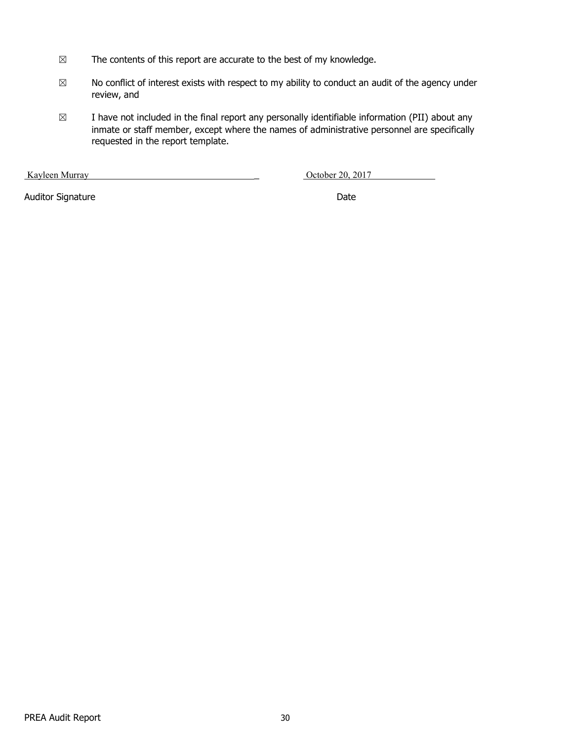☒ The contents of this report are accurate to the best of my knowledge.

☒ No conflict of interest exists with respect to my ability to conduct an audit of the agency under review, and

☒ I have not included in the final report any personally identifiable information (PII) about any inmate or staff member, except where the names of administrative personnel are specifically requested in the report template.

Kayleen Murray — October 20, 2017

Auditor Signature — Date